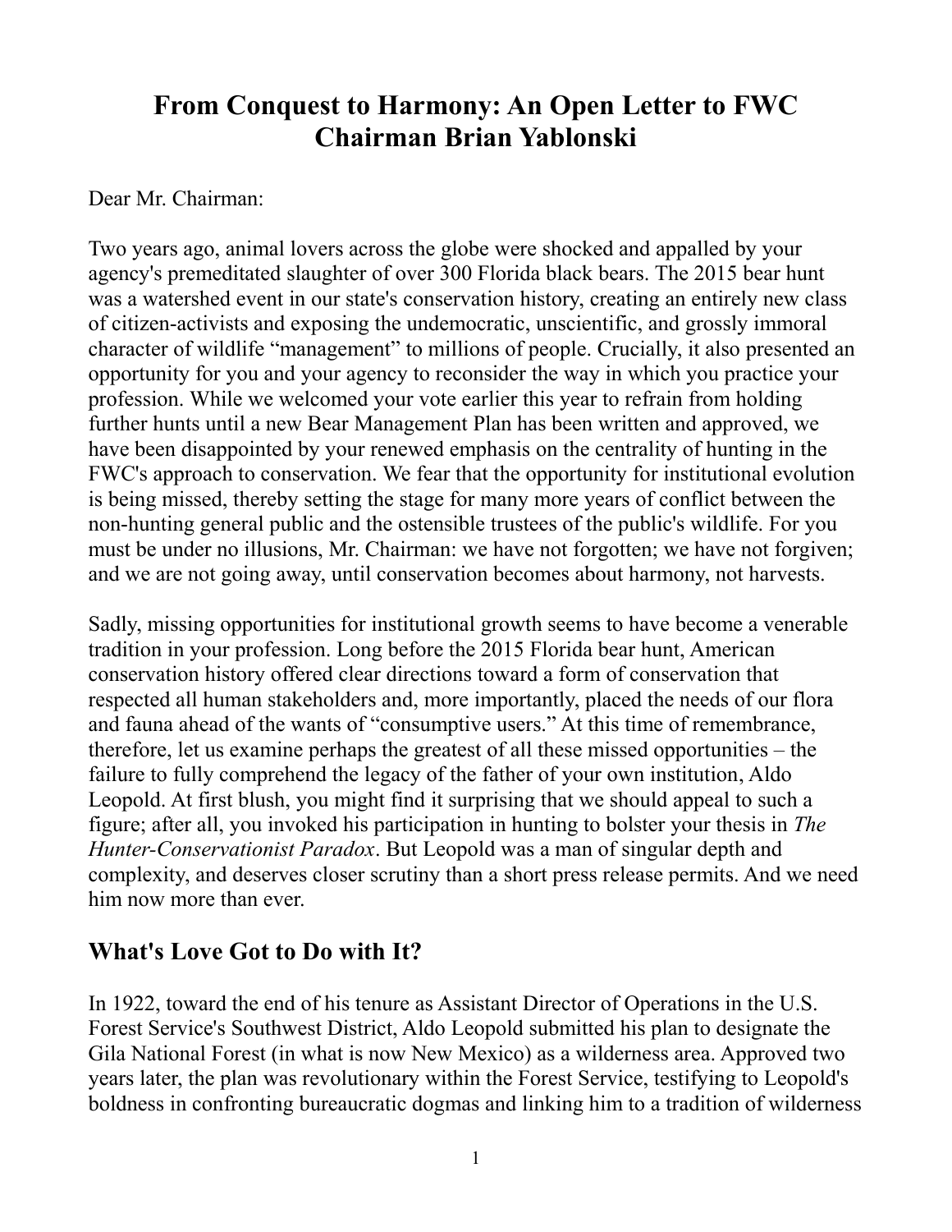# From Conquest to Harmony: An Open Letter to FWC Chairman Brian Yablonski

Dear Mr. Chairman:

Two years ago, animal lovers across the globe were shocked and appalled by your agency's premeditated slaughter of over 300 Florida black bears. The 2015 bear hunt was a watershed event in our state's conservation history, creating an entirely new class of citizen-activists and exposing the undemocratic, unscientific, and grossly immoral character of wildlife "management" to millions of people. Crucially, it also presented an opportunity for you and your agency to reconsider the way in which you practice your profession. While we welcomed your vote earlier this year to refrain from holding further hunts until a new Bear Management Plan has been written and approved, we have been disappointed by your renewed emphasis on the centrality of hunting in the FWC's approach to conservation. We fear that the opportunity for institutional evolution is being missed, thereby setting the stage for many more years of conflict between the non-hunting general public and the ostensible trustees of the public's wildlife. For you must be under no illusions, Mr. Chairman: we have not forgotten; we have not forgiven; and we are not going away, until conservation becomes about harmony, not harvests.

Sadly, missing opportunities for institutional growth seems to have become a venerable tradition in your profession. Long before the 2015 Florida bear hunt, American conservation history offered clear directions toward a form of conservation that respected all human stakeholders and, more importantly, placed the needs of our flora and fauna ahead of the wants of "consumptive users." At this time of remembrance, therefore, let us examine perhaps the greatest of all these missed opportunities – the failure to fully comprehend the legacy of the father of your own institution, Aldo Leopold. At first blush, you might find it surprising that we should appeal to such a figure; after all, you invoked his participation in hunting to bolster your thesis in *The Hunter-Conservationist Paradox*. But Leopold was a man of singular depth and complexity, and deserves closer scrutiny than a short press release permits. And we need him now more than ever.

## What's Love Got to Do with It?

In 1922, toward the end of his tenure as Assistant Director of Operations in the U.S. Forest Service's Southwest District, Aldo Leopold submitted his plan to designate the Gila National Forest (in what is now New Mexico) as a wilderness area. Approved two years later, the plan was revolutionary within the Forest Service, testifying to Leopold's boldness in confronting bureaucratic dogmas and linking him to a tradition of wilderness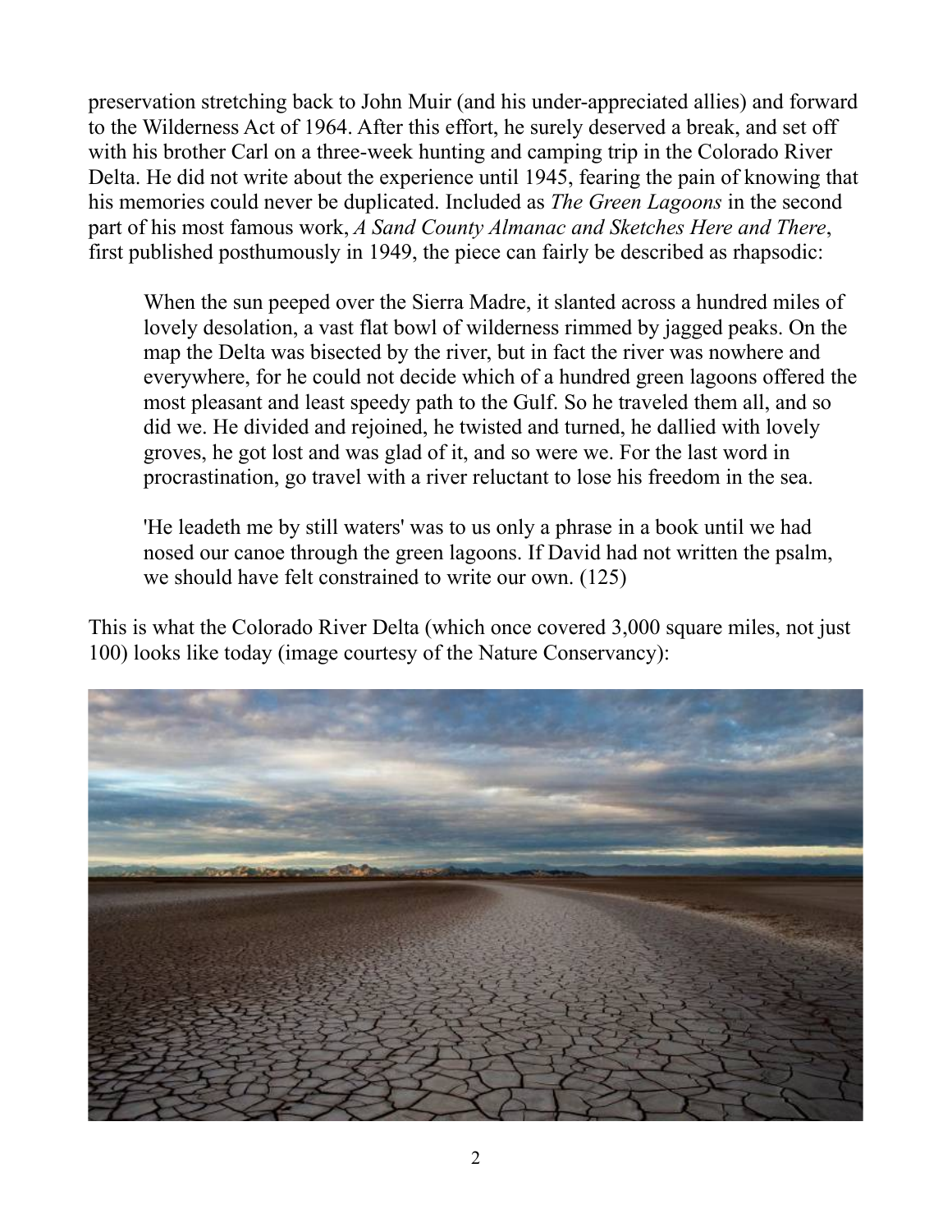preservation stretching back to John Muir (and his under-appreciated allies) and forward to the Wilderness Act of 1964. After this effort, he surely deserved a break, and set off with his brother Carl on a three-week hunting and camping trip in the Colorado River Delta. He did not write about the experience until 1945, fearing the pain of knowing that his memories could never be duplicated. Included as *The Green Lagoons* in the second part of his most famous work, *A Sand County Almanac and Sketches Here and There*, first published posthumously in 1949, the piece can fairly be described as rhapsodic:

> When the sun peeped over the Sierra Madre, it slanted across a hundred miles of lovely desolation, a vast flat bowl of wilderness rimmed by jagged peaks. On the map the Delta was bisected by the river, but in fact the river was nowhere and everywhere, for he could not decide which of a hundred green lagoons offered the most pleasant and least speedy path to the Gulf. So he traveled them all, and so did we. He divided and rejoined, he twisted and turned, he dallied with lovely groves, he got lost and was glad of it, and so were we. For the last word in procrastination, go travel with a river reluctant to lose his freedom in the sea.
>
> 'He leadeth me by still waters' was to us only a phrase in a book until we had nosed our canoe through the green lagoons. If David had not written the psalm, we should have felt constrained to write our own. (125)

This is what the Colorado River Delta (which once covered 3,000 square miles, not just 100) looks like today (image courtesy of the Nature Conservancy):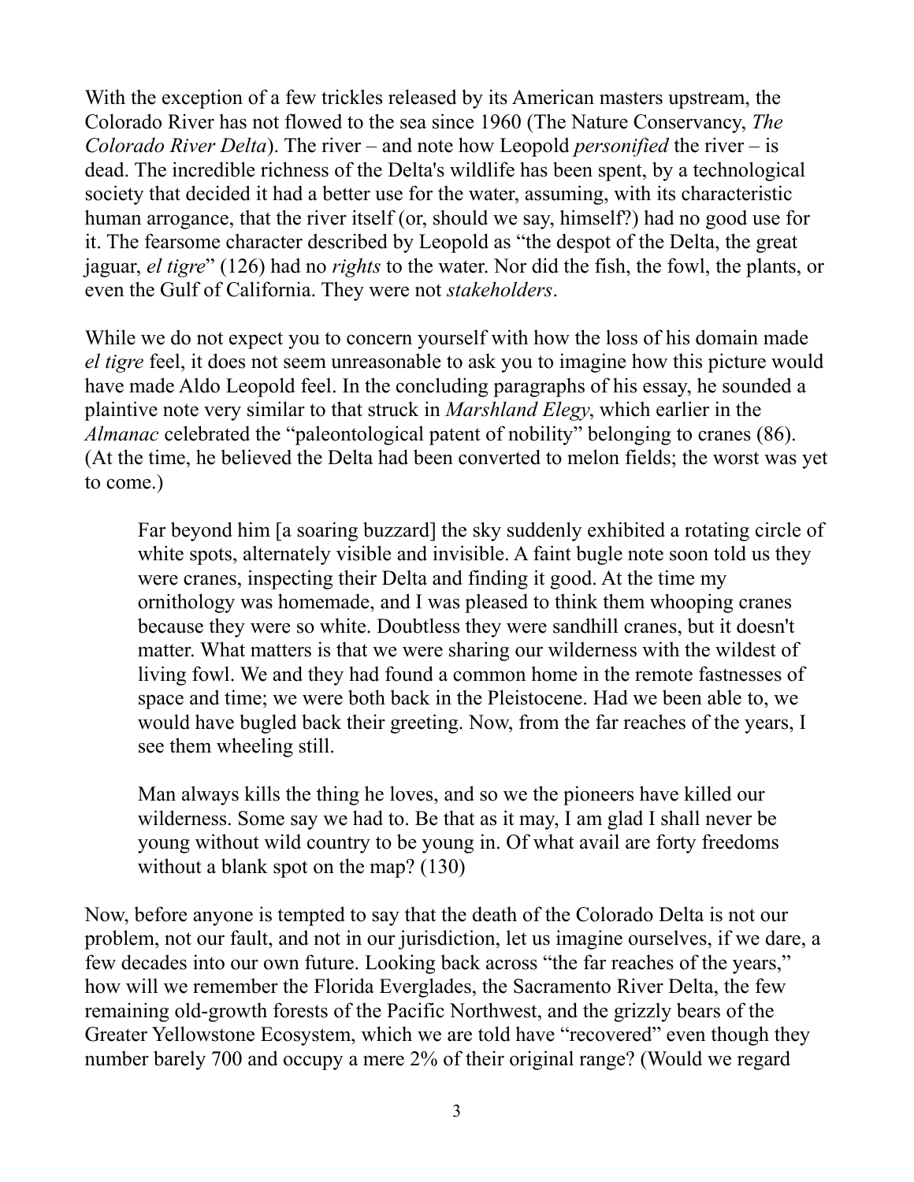With the exception of a few trickles released by its American masters upstream, the Colorado River has not flowed to the sea since 1960 (The Nature Conservancy, *The Colorado River Delta*). The river – and note how Leopold *personified* the river – is dead. The incredible richness of the Delta's wildlife has been spent, by a technological society that decided it had a better use for the water, assuming, with its characteristic human arrogance, that the river itself (or, should we say, himself?) had no good use for it. The fearsome character described by Leopold as "the despot of the Delta, the great jaguar, *el tigre*" (126) had no *rights* to the water. Nor did the fish, the fowl, the plants, or even the Gulf of California. They were not *stakeholders*.

While we do not expect you to concern yourself with how the loss of his domain made *el tigre* feel, it does not seem unreasonable to ask you to imagine how this picture would have made Aldo Leopold feel. In the concluding paragraphs of his essay, he sounded a plaintive note very similar to that struck in *Marshland Elegy*, which earlier in the *Almanac* celebrated the "paleontological patent of nobility" belonging to cranes (86). (At the time, he believed the Delta had been converted to melon fields; the worst was yet to come.)

> Far beyond him [a soaring buzzard] the sky suddenly exhibited a rotating circle of white spots, alternately visible and invisible. A faint bugle note soon told us they were cranes, inspecting their Delta and finding it good. At the time my ornithology was homemade, and I was pleased to think them whooping cranes because they were so white. Doubtless they were sandhill cranes, but it doesn't matter. What matters is that we were sharing our wilderness with the wildest of living fowl. We and they had found a common home in the remote fastnesses of space and time; we were both back in the Pleistocene. Had we been able to, we would have bugled back their greeting. Now, from the far reaches of the years, I see them wheeling still.
>
> Man always kills the thing he loves, and so we the pioneers have killed our wilderness. Some say we had to. Be that as it may, I am glad I shall never be young without wild country to be young in. Of what avail are forty freedoms without a blank spot on the map? (130)

Now, before anyone is tempted to say that the death of the Colorado Delta is not our problem, not our fault, and not in our jurisdiction, let us imagine ourselves, if we dare, a few decades into our own future. Looking back across "the far reaches of the years," how will we remember the Florida Everglades, the Sacramento River Delta, the few remaining old-growth forests of the Pacific Northwest, and the grizzly bears of the Greater Yellowstone Ecosystem, which we are told have "recovered" even though they number barely 700 and occupy a mere 2% of their original range? (Would we regard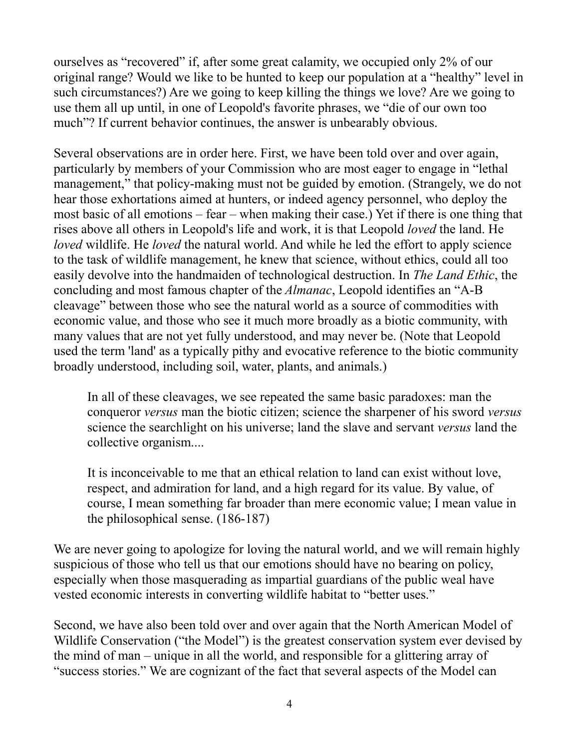ourselves as "recovered" if, after some great calamity, we occupied only 2% of our original range? Would we like to be hunted to keep our population at a "healthy" level in such circumstances?) Are we going to keep killing the things we love? Are we going to use them all up until, in one of Leopold's favorite phrases, we "die of our own too much"? If current behavior continues, the answer is unbearably obvious.

Several observations are in order here. First, we have been told over and over again, particularly by members of your Commission who are most eager to engage in "lethal management," that policy-making must not be guided by emotion. (Strangely, we do not hear those exhortations aimed at hunters, or indeed agency personnel, who deploy the most basic of all emotions – fear – when making their case.) Yet if there is one thing that rises above all others in Leopold's life and work, it is that Leopold *loved* the land. He *loved* wildlife. He *loved* the natural world. And while he led the effort to apply science to the task of wildlife management, he knew that science, without ethics, could all too easily devolve into the handmaiden of technological destruction. In *The Land Ethic*, the concluding and most famous chapter of the *Almanac*, Leopold identifies an "A-B cleavage" between those who see the natural world as a source of commodities with economic value, and those who see it much more broadly as a biotic community, with many values that are not yet fully understood, and may never be. (Note that Leopold used the term 'land' as a typically pithy and evocative reference to the biotic community broadly understood, including soil, water, plants, and animals.)

> In all of these cleavages, we see repeated the same basic paradoxes: man the conqueror *versus* man the biotic citizen; science the sharpener of his sword *versus* science the searchlight on his universe; land the slave and servant *versus* land the collective organism....
>
> It is inconceivable to me that an ethical relation to land can exist without love, respect, and admiration for land, and a high regard for its value. By value, of course, I mean something far broader than mere economic value; I mean value in the philosophical sense. (186-187)

We are never going to apologize for loving the natural world, and we will remain highly suspicious of those who tell us that our emotions should have no bearing on policy, especially when those masquerading as impartial guardians of the public weal have vested economic interests in converting wildlife habitat to "better uses."

Second, we have also been told over and over again that the North American Model of Wildlife Conservation ("the Model") is the greatest conservation system ever devised by the mind of man – unique in all the world, and responsible for a glittering array of "success stories." We are cognizant of the fact that several aspects of the Model can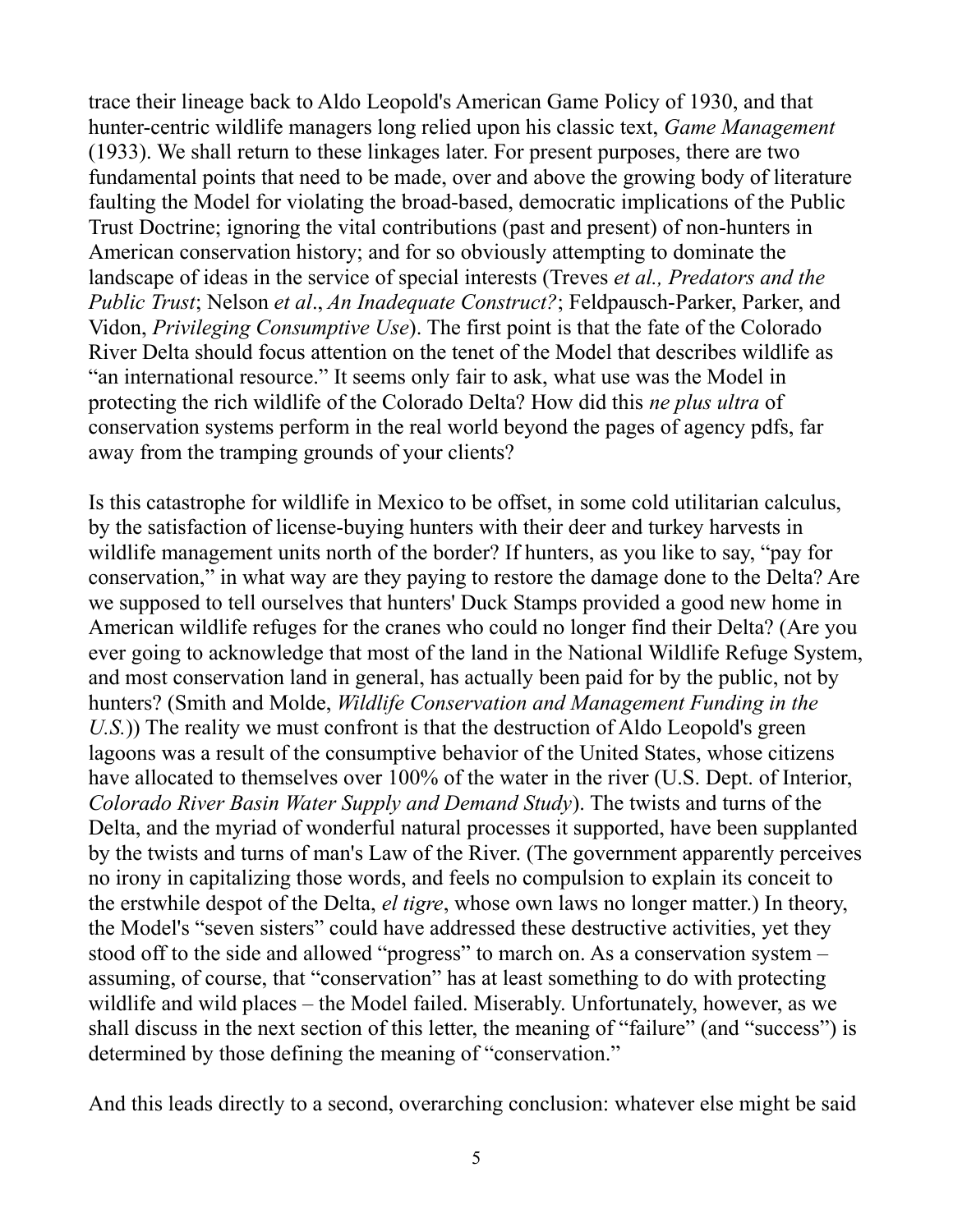trace their lineage back to Aldo Leopold's American Game Policy of 1930, and that hunter-centric wildlife managers long relied upon his classic text, *Game Management* (1933). We shall return to these linkages later. For present purposes, there are two fundamental points that need to be made, over and above the growing body of literature faulting the Model for violating the broad-based, democratic implications of the Public Trust Doctrine; ignoring the vital contributions (past and present) of non-hunters in American conservation history; and for so obviously attempting to dominate the landscape of ideas in the service of special interests (Treves *et al., Predators and the Public Trust*; Nelson *et al*., *An Inadequate Construct?*; Feldpausch-Parker, Parker, and Vidon, *Privileging Consumptive Use*). The first point is that the fate of the Colorado River Delta should focus attention on the tenet of the Model that describes wildlife as "an international resource." It seems only fair to ask, what use was the Model in protecting the rich wildlife of the Colorado Delta? How did this *ne plus ultra* of conservation systems perform in the real world beyond the pages of agency pdfs, far away from the tramping grounds of your clients?

Is this catastrophe for wildlife in Mexico to be offset, in some cold utilitarian calculus, by the satisfaction of license-buying hunters with their deer and turkey harvests in wildlife management units north of the border? If hunters, as you like to say, "pay for conservation," in what way are they paying to restore the damage done to the Delta? Are we supposed to tell ourselves that hunters' Duck Stamps provided a good new home in American wildlife refuges for the cranes who could no longer find their Delta? (Are you ever going to acknowledge that most of the land in the National Wildlife Refuge System, and most conservation land in general, has actually been paid for by the public, not by hunters? (Smith and Molde, *Wildlife Conservation and Management Funding in the U.S.*)) The reality we must confront is that the destruction of Aldo Leopold's green lagoons was a result of the consumptive behavior of the United States, whose citizens have allocated to themselves over 100% of the water in the river (U.S. Dept. of Interior, *Colorado River Basin Water Supply and Demand Study*). The twists and turns of the Delta, and the myriad of wonderful natural processes it supported, have been supplanted by the twists and turns of man's Law of the River. (The government apparently perceives no irony in capitalizing those words, and feels no compulsion to explain its conceit to the erstwhile despot of the Delta, *el tigre*, whose own laws no longer matter.) In theory, the Model's "seven sisters" could have addressed these destructive activities, yet they stood off to the side and allowed "progress" to march on. As a conservation system – assuming, of course, that "conservation" has at least something to do with protecting wildlife and wild places – the Model failed. Miserably. Unfortunately, however, as we shall discuss in the next section of this letter, the meaning of "failure" (and "success") is determined by those defining the meaning of "conservation."

And this leads directly to a second, overarching conclusion: whatever else might be said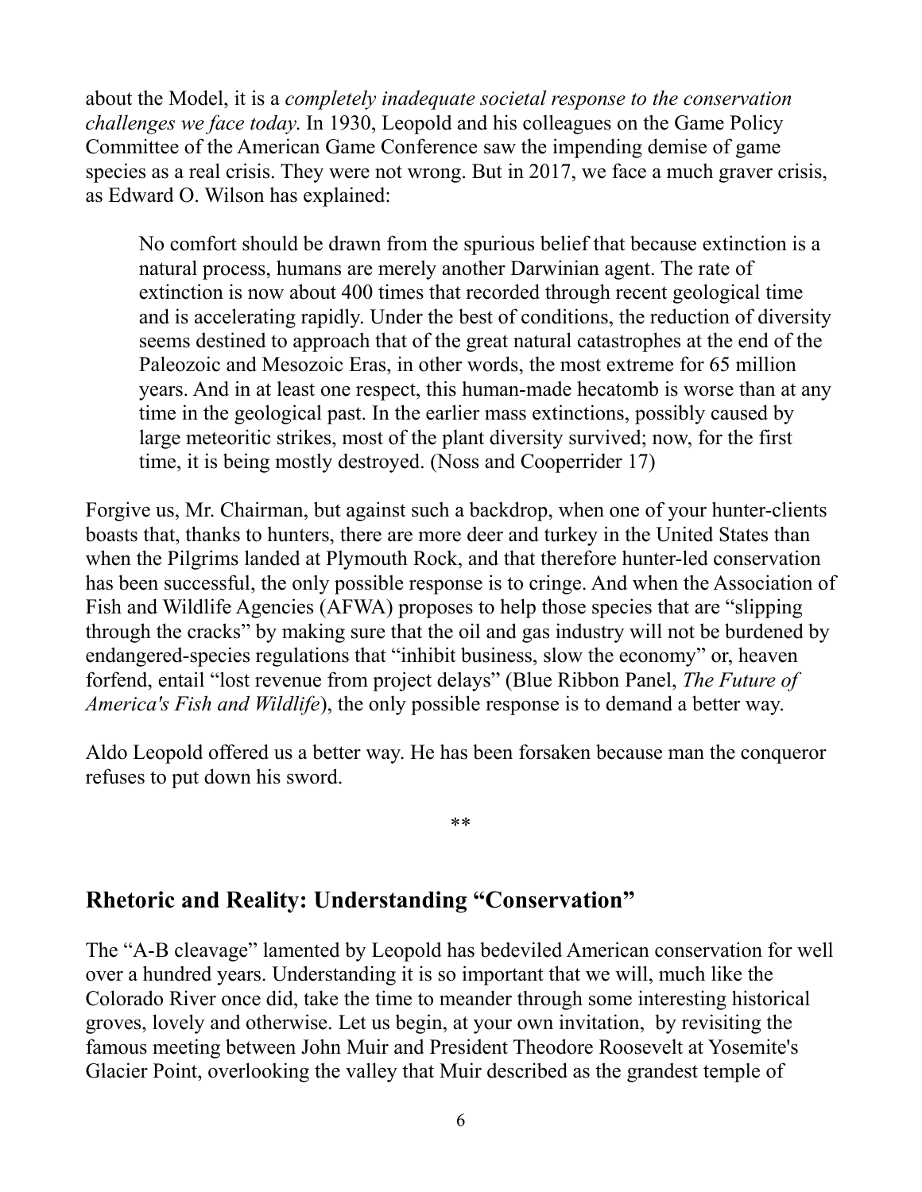about the Model, it is a *completely inadequate societal response to the conservation challenges we face today*. In 1930, Leopold and his colleagues on the Game Policy Committee of the American Game Conference saw the impending demise of game species as a real crisis. They were not wrong. But in 2017, we face a much graver crisis, as Edward O. Wilson has explained:

> No comfort should be drawn from the spurious belief that because extinction is a natural process, humans are merely another Darwinian agent. The rate of extinction is now about 400 times that recorded through recent geological time and is accelerating rapidly. Under the best of conditions, the reduction of diversity seems destined to approach that of the great natural catastrophes at the end of the Paleozoic and Mesozoic Eras, in other words, the most extreme for 65 million years. And in at least one respect, this human-made hecatomb is worse than at any time in the geological past. In the earlier mass extinctions, possibly caused by large meteoritic strikes, most of the plant diversity survived; now, for the first time, it is being mostly destroyed. (Noss and Cooperrider 17)

Forgive us, Mr. Chairman, but against such a backdrop, when one of your hunter-clients boasts that, thanks to hunters, there are more deer and turkey in the United States than when the Pilgrims landed at Plymouth Rock, and that therefore hunter-led conservation has been successful, the only possible response is to cringe. And when the Association of Fish and Wildlife Agencies (AFWA) proposes to help those species that are "slipping through the cracks" by making sure that the oil and gas industry will not be burdened by endangered-species regulations that "inhibit business, slow the economy" or, heaven forfend, entail "lost revenue from project delays" (Blue Ribbon Panel, *The Future of America's Fish and Wildlife*), the only possible response is to demand a better way.

Aldo Leopold offered us a better way. He has been forsaken because man the conqueror refuses to put down his sword.

**

## Rhetoric and Reality: Understanding "Conservation"

The "A-B cleavage" lamented by Leopold has bedeviled American conservation for well over a hundred years. Understanding it is so important that we will, much like the Colorado River once did, take the time to meander through some interesting historical groves, lovely and otherwise. Let us begin, at your own invitation, by revisiting the famous meeting between John Muir and President Theodore Roosevelt at Yosemite's Glacier Point, overlooking the valley that Muir described as the grandest temple of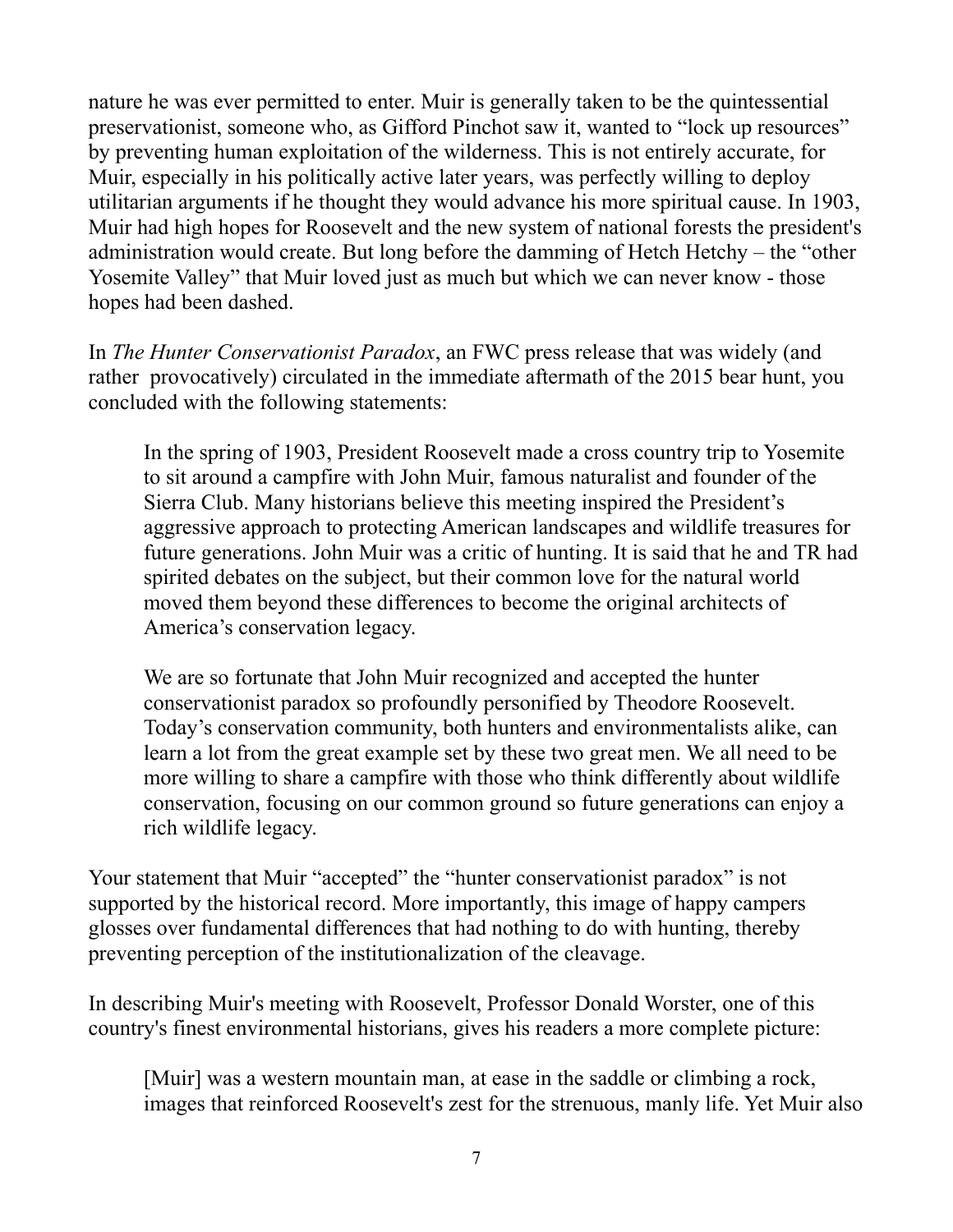nature he was ever permitted to enter. Muir is generally taken to be the quintessential preservationist, someone who, as Gifford Pinchot saw it, wanted to "lock up resources" by preventing human exploitation of the wilderness. This is not entirely accurate, for Muir, especially in his politically active later years, was perfectly willing to deploy utilitarian arguments if he thought they would advance his more spiritual cause. In 1903, Muir had high hopes for Roosevelt and the new system of national forests the president's administration would create. But long before the damming of Hetch Hetchy – the "other Yosemite Valley" that Muir loved just as much but which we can never know - those hopes had been dashed.

In *The Hunter Conservationist Paradox*, an FWC press release that was widely (and rather provocatively) circulated in the immediate aftermath of the 2015 bear hunt, you concluded with the following statements:

> In the spring of 1903, President Roosevelt made a cross country trip to Yosemite to sit around a campfire with John Muir, famous naturalist and founder of the Sierra Club. Many historians believe this meeting inspired the President's aggressive approach to protecting American landscapes and wildlife treasures for future generations. John Muir was a critic of hunting. It is said that he and TR had spirited debates on the subject, but their common love for the natural world moved them beyond these differences to become the original architects of America's conservation legacy.
>
> We are so fortunate that John Muir recognized and accepted the hunter conservationist paradox so profoundly personified by Theodore Roosevelt. Today's conservation community, both hunters and environmentalists alike, can learn a lot from the great example set by these two great men. We all need to be more willing to share a campfire with those who think differently about wildlife conservation, focusing on our common ground so future generations can enjoy a rich wildlife legacy.

Your statement that Muir "accepted" the "hunter conservationist paradox" is not supported by the historical record. More importantly, this image of happy campers glosses over fundamental differences that had nothing to do with hunting, thereby preventing perception of the institutionalization of the cleavage.

In describing Muir's meeting with Roosevelt, Professor Donald Worster, one of this country's finest environmental historians, gives his readers a more complete picture:

> [Muir] was a western mountain man, at ease in the saddle or climbing a rock, images that reinforced Roosevelt's zest for the strenuous, manly life. Yet Muir also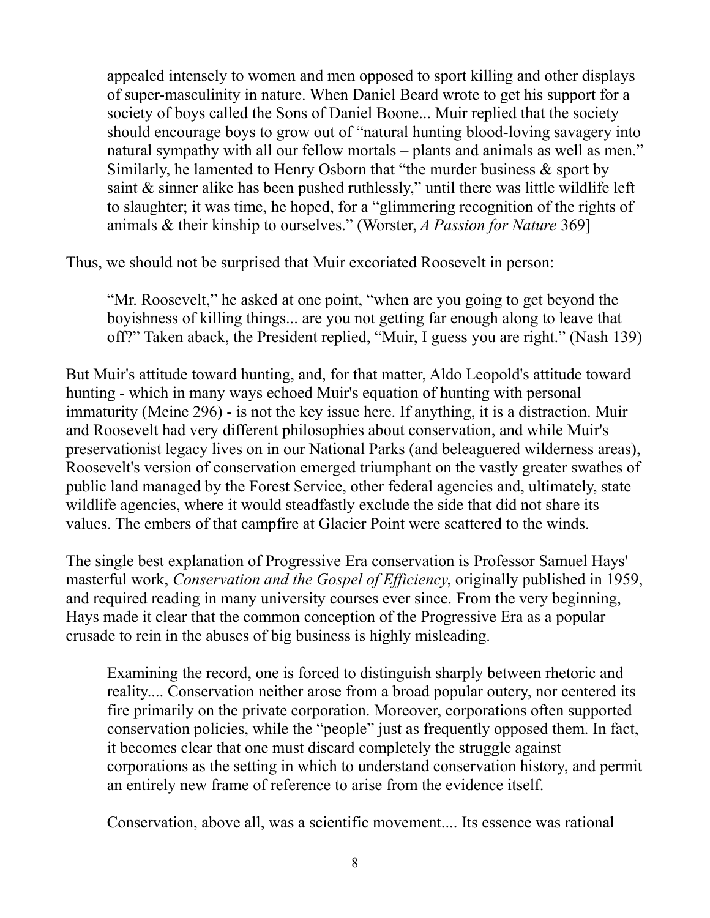> appealed intensely to women and men opposed to sport killing and other displays of super-masculinity in nature. When Daniel Beard wrote to get his support for a society of boys called the Sons of Daniel Boone... Muir replied that the society should encourage boys to grow out of "natural hunting blood-loving savagery into natural sympathy with all our fellow mortals – plants and animals as well as men." Similarly, he lamented to Henry Osborn that "the murder business & sport by saint & sinner alike has been pushed ruthlessly," until there was little wildlife left to slaughter; it was time, he hoped, for a "glimmering recognition of the rights of animals & their kinship to ourselves." (Worster, *A Passion for Nature* 369]

Thus, we should not be surprised that Muir excoriated Roosevelt in person:

> "Mr. Roosevelt," he asked at one point, "when are you going to get beyond the boyishness of killing things... are you not getting far enough along to leave that off?" Taken aback, the President replied, "Muir, I guess you are right." (Nash 139)

But Muir's attitude toward hunting, and, for that matter, Aldo Leopold's attitude toward hunting - which in many ways echoed Muir's equation of hunting with personal immaturity (Meine 296) - is not the key issue here. If anything, it is a distraction. Muir and Roosevelt had very different philosophies about conservation, and while Muir's preservationist legacy lives on in our National Parks (and beleaguered wilderness areas), Roosevelt's version of conservation emerged triumphant on the vastly greater swathes of public land managed by the Forest Service, other federal agencies and, ultimately, state wildlife agencies, where it would steadfastly exclude the side that did not share its values. The embers of that campfire at Glacier Point were scattered to the winds.

The single best explanation of Progressive Era conservation is Professor Samuel Hays' masterful work, *Conservation and the Gospel of Efficiency*, originally published in 1959, and required reading in many university courses ever since. From the very beginning, Hays made it clear that the common conception of the Progressive Era as a popular crusade to rein in the abuses of big business is highly misleading.

> Examining the record, one is forced to distinguish sharply between rhetoric and reality.... Conservation neither arose from a broad popular outcry, nor centered its fire primarily on the private corporation. Moreover, corporations often supported conservation policies, while the "people" just as frequently opposed them. In fact, it becomes clear that one must discard completely the struggle against corporations as the setting in which to understand conservation history, and permit an entirely new frame of reference to arise from the evidence itself.
>
> Conservation, above all, was a scientific movement.... Its essence was rational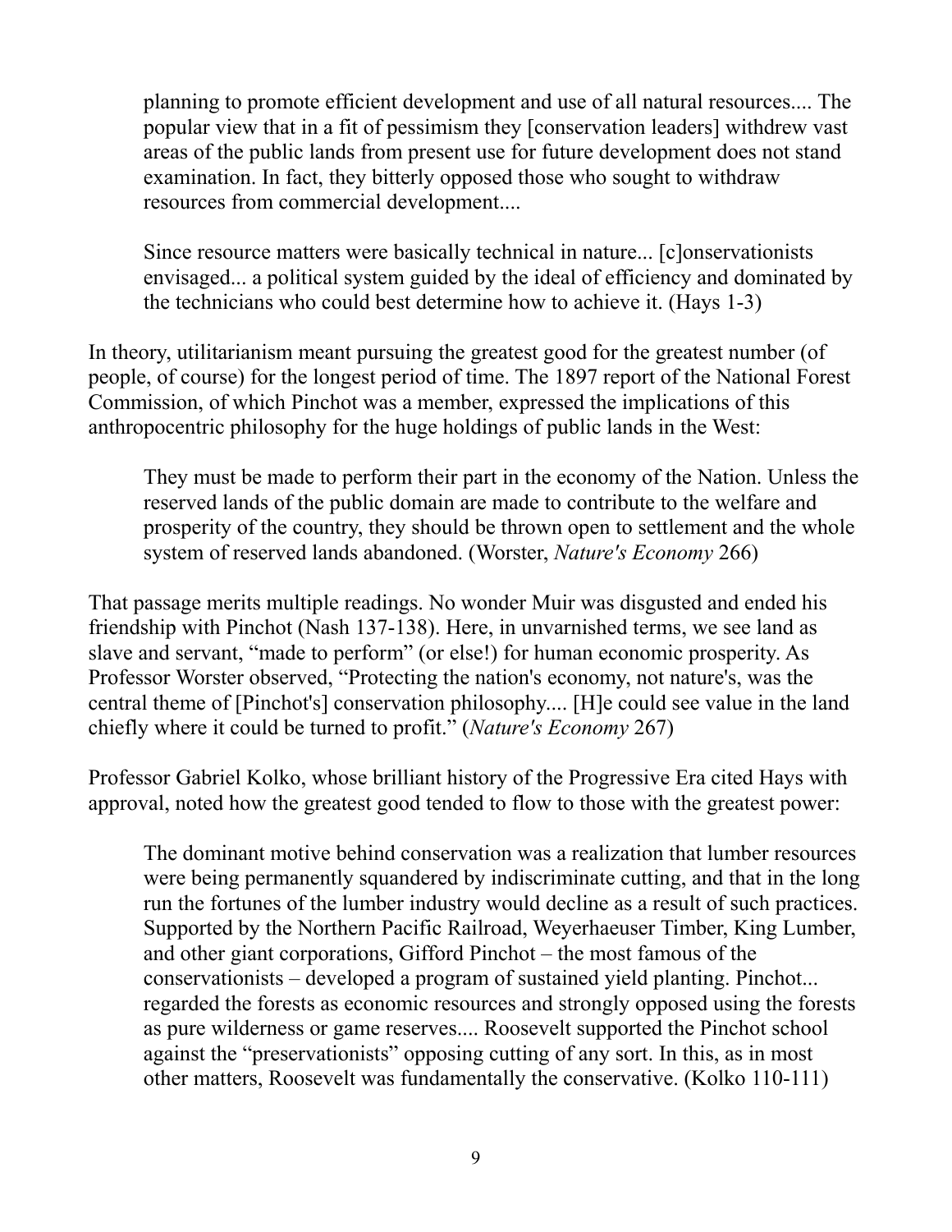> planning to promote efficient development and use of all natural resources.... The popular view that in a fit of pessimism they [conservation leaders] withdrew vast areas of the public lands from present use for future development does not stand examination. In fact, they bitterly opposed those who sought to withdraw resources from commercial development....
>
> Since resource matters were basically technical in nature... [c]onservationists envisaged... a political system guided by the ideal of efficiency and dominated by the technicians who could best determine how to achieve it. (Hays 1-3)

In theory, utilitarianism meant pursuing the greatest good for the greatest number (of people, of course) for the longest period of time. The 1897 report of the National Forest Commission, of which Pinchot was a member, expressed the implications of this anthropocentric philosophy for the huge holdings of public lands in the West:

> They must be made to perform their part in the economy of the Nation. Unless the reserved lands of the public domain are made to contribute to the welfare and prosperity of the country, they should be thrown open to settlement and the whole system of reserved lands abandoned. (Worster, *Nature's Economy* 266)

That passage merits multiple readings. No wonder Muir was disgusted and ended his friendship with Pinchot (Nash 137-138). Here, in unvarnished terms, we see land as slave and servant, "made to perform" (or else!) for human economic prosperity. As Professor Worster observed, "Protecting the nation's economy, not nature's, was the central theme of [Pinchot's] conservation philosophy.... [H]e could see value in the land chiefly where it could be turned to profit." (*Nature's Economy* 267)

Professor Gabriel Kolko, whose brilliant history of the Progressive Era cited Hays with approval, noted how the greatest good tended to flow to those with the greatest power:

> The dominant motive behind conservation was a realization that lumber resources were being permanently squandered by indiscriminate cutting, and that in the long run the fortunes of the lumber industry would decline as a result of such practices. Supported by the Northern Pacific Railroad, Weyerhaeuser Timber, King Lumber, and other giant corporations, Gifford Pinchot – the most famous of the conservationists – developed a program of sustained yield planting. Pinchot... regarded the forests as economic resources and strongly opposed using the forests as pure wilderness or game reserves.... Roosevelt supported the Pinchot school against the "preservationists" opposing cutting of any sort. In this, as in most other matters, Roosevelt was fundamentally the conservative. (Kolko 110-111)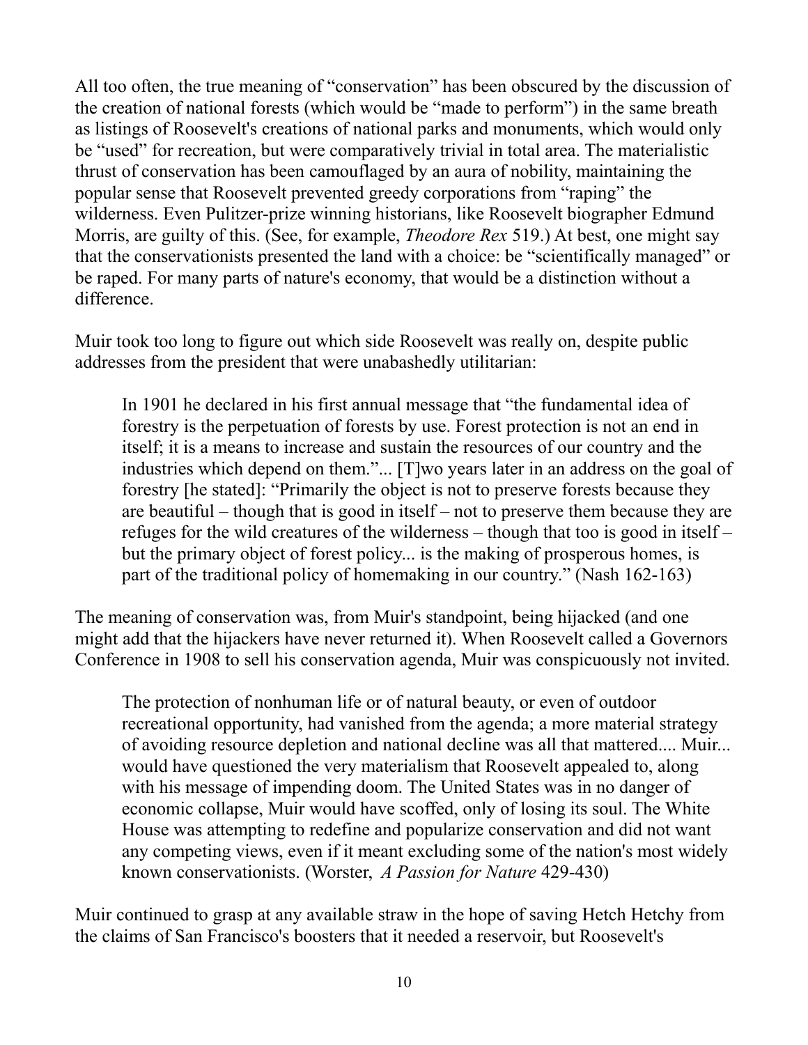All too often, the true meaning of "conservation" has been obscured by the discussion of the creation of national forests (which would be "made to perform") in the same breath as listings of Roosevelt's creations of national parks and monuments, which would only be "used" for recreation, but were comparatively trivial in total area. The materialistic thrust of conservation has been camouflaged by an aura of nobility, maintaining the popular sense that Roosevelt prevented greedy corporations from "raping" the wilderness. Even Pulitzer-prize winning historians, like Roosevelt biographer Edmund Morris, are guilty of this. (See, for example, *Theodore Rex* 519.) At best, one might say that the conservationists presented the land with a choice: be "scientifically managed" or be raped. For many parts of nature's economy, that would be a distinction without a difference.

Muir took too long to figure out which side Roosevelt was really on, despite public addresses from the president that were unabashedly utilitarian:

> In 1901 he declared in his first annual message that "the fundamental idea of forestry is the perpetuation of forests by use. Forest protection is not an end in itself; it is a means to increase and sustain the resources of our country and the industries which depend on them."... [T]wo years later in an address on the goal of forestry [he stated]: "Primarily the object is not to preserve forests because they are beautiful – though that is good in itself – not to preserve them because they are refuges for the wild creatures of the wilderness – though that too is good in itself – but the primary object of forest policy... is the making of prosperous homes, is part of the traditional policy of homemaking in our country." (Nash 162-163)

The meaning of conservation was, from Muir's standpoint, being hijacked (and one might add that the hijackers have never returned it). When Roosevelt called a Governors Conference in 1908 to sell his conservation agenda, Muir was conspicuously not invited.

> The protection of nonhuman life or of natural beauty, or even of outdoor recreational opportunity, had vanished from the agenda; a more material strategy of avoiding resource depletion and national decline was all that mattered.... Muir... would have questioned the very materialism that Roosevelt appealed to, along with his message of impending doom. The United States was in no danger of economic collapse, Muir would have scoffed, only of losing its soul. The White House was attempting to redefine and popularize conservation and did not want any competing views, even if it meant excluding some of the nation's most widely known conservationists. (Worster, *A Passion for Nature* 429-430)

Muir continued to grasp at any available straw in the hope of saving Hetch Hetchy from the claims of San Francisco's boosters that it needed a reservoir, but Roosevelt's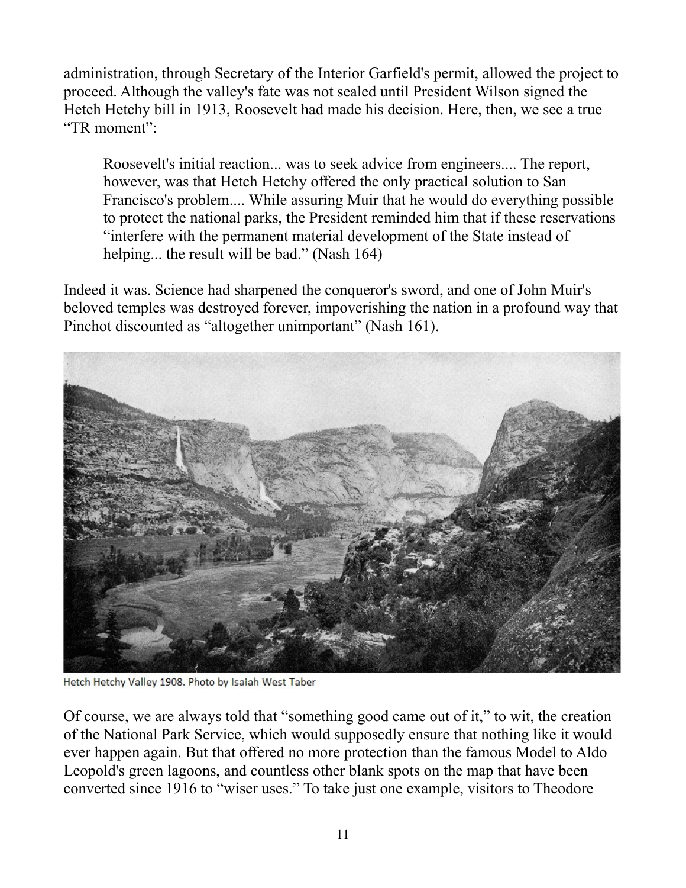administration, through Secretary of the Interior Garfield's permit, allowed the project to proceed. Although the valley's fate was not sealed until President Wilson signed the Hetch Hetchy bill in 1913, Roosevelt had made his decision. Here, then, we see a true "TR moment":

> Roosevelt's initial reaction... was to seek advice from engineers.... The report, however, was that Hetch Hetchy offered the only practical solution to San Francisco's problem.... While assuring Muir that he would do everything possible to protect the national parks, the President reminded him that if these reservations "interfere with the permanent material development of the State instead of helping... the result will be bad." (Nash 164)

Indeed it was. Science had sharpened the conqueror's sword, and one of John Muir's beloved temples was destroyed forever, impoverishing the nation in a profound way that Pinchot discounted as "altogether unimportant" (Nash 161).

Hetch Hetchy Valley 1908. Photo by Isaiah West Taber

Of course, we are always told that "something good came out of it," to wit, the creation of the National Park Service, which would supposedly ensure that nothing like it would ever happen again. But that offered no more protection than the famous Model to Aldo Leopold's green lagoons, and countless other blank spots on the map that have been converted since 1916 to "wiser uses." To take just one example, visitors to Theodore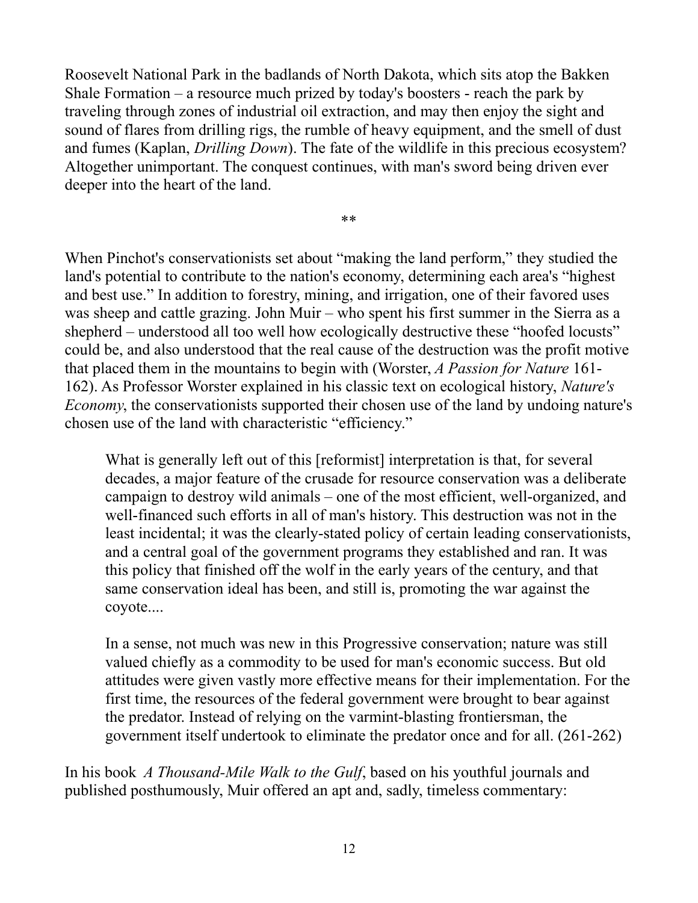Roosevelt National Park in the badlands of North Dakota, which sits atop the Bakken Shale Formation – a resource much prized by today's boosters - reach the park by traveling through zones of industrial oil extraction, and may then enjoy the sight and sound of flares from drilling rigs, the rumble of heavy equipment, and the smell of dust and fumes (Kaplan, *Drilling Down*). The fate of the wildlife in this precious ecosystem? Altogether unimportant. The conquest continues, with man's sword being driven ever deeper into the heart of the land.

**

When Pinchot's conservationists set about "making the land perform," they studied the land's potential to contribute to the nation's economy, determining each area's "highest and best use." In addition to forestry, mining, and irrigation, one of their favored uses was sheep and cattle grazing. John Muir – who spent his first summer in the Sierra as a shepherd – understood all too well how ecologically destructive these "hoofed locusts" could be, and also understood that the real cause of the destruction was the profit motive that placed them in the mountains to begin with (Worster, *A Passion for Nature* 161-162). As Professor Worster explained in his classic text on ecological history, *Nature's Economy*, the conservationists supported their chosen use of the land by undoing nature's chosen use of the land with characteristic "efficiency."

> What is generally left out of this [reformist] interpretation is that, for several decades, a major feature of the crusade for resource conservation was a deliberate campaign to destroy wild animals – one of the most efficient, well-organized, and well-financed such efforts in all of man's history. This destruction was not in the least incidental; it was the clearly-stated policy of certain leading conservationists, and a central goal of the government programs they established and ran. It was this policy that finished off the wolf in the early years of the century, and that same conservation ideal has been, and still is, promoting the war against the coyote....
>
> In a sense, not much was new in this Progressive conservation; nature was still valued chiefly as a commodity to be used for man's economic success. But old attitudes were given vastly more effective means for their implementation. For the first time, the resources of the federal government were brought to bear against the predator. Instead of relying on the varmint-blasting frontiersman, the government itself undertook to eliminate the predator once and for all. (261-262)

In his book *A Thousand-Mile Walk to the Gulf*, based on his youthful journals and published posthumously, Muir offered an apt and, sadly, timeless commentary: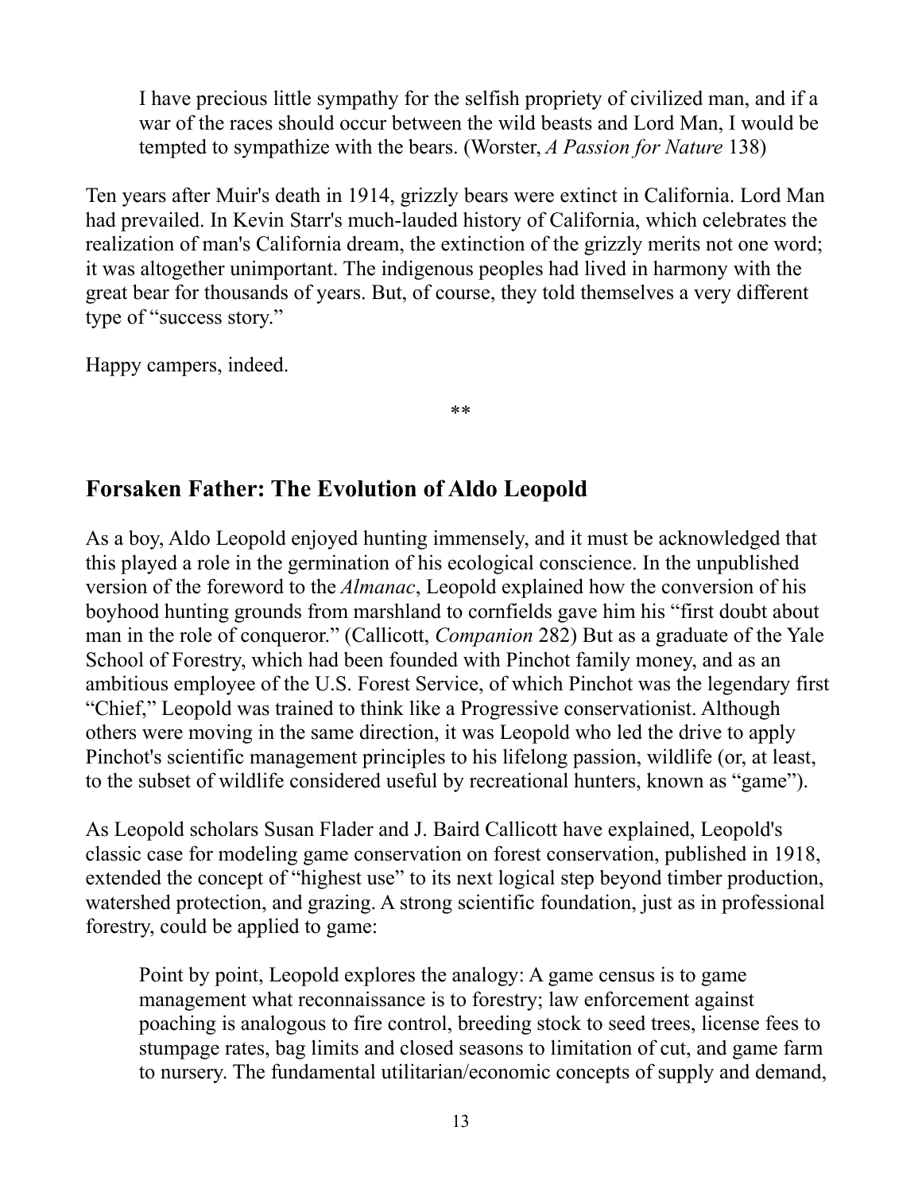> I have precious little sympathy for the selfish propriety of civilized man, and if a war of the races should occur between the wild beasts and Lord Man, I would be tempted to sympathize with the bears. (Worster, *A Passion for Nature* 138)

Ten years after Muir's death in 1914, grizzly bears were extinct in California. Lord Man had prevailed. In Kevin Starr's much-lauded history of California, which celebrates the realization of man's California dream, the extinction of the grizzly merits not one word; it was altogether unimportant. The indigenous peoples had lived in harmony with the great bear for thousands of years. But, of course, they told themselves a very different type of "success story."

Happy campers, indeed.

**

## Forsaken Father: The Evolution of Aldo Leopold

As a boy, Aldo Leopold enjoyed hunting immensely, and it must be acknowledged that this played a role in the germination of his ecological conscience. In the unpublished version of the foreword to the *Almanac*, Leopold explained how the conversion of his boyhood hunting grounds from marshland to cornfields gave him his "first doubt about man in the role of conqueror." (Callicott, *Companion* 282) But as a graduate of the Yale School of Forestry, which had been founded with Pinchot family money, and as an ambitious employee of the U.S. Forest Service, of which Pinchot was the legendary first "Chief," Leopold was trained to think like a Progressive conservationist. Although others were moving in the same direction, it was Leopold who led the drive to apply Pinchot's scientific management principles to his lifelong passion, wildlife (or, at least, to the subset of wildlife considered useful by recreational hunters, known as "game").

As Leopold scholars Susan Flader and J. Baird Callicott have explained, Leopold's classic case for modeling game conservation on forest conservation, published in 1918, extended the concept of "highest use" to its next logical step beyond timber production, watershed protection, and grazing. A strong scientific foundation, just as in professional forestry, could be applied to game:

> Point by point, Leopold explores the analogy: A game census is to game management what reconnaissance is to forestry; law enforcement against poaching is analogous to fire control, breeding stock to seed trees, license fees to stumpage rates, bag limits and closed seasons to limitation of cut, and game farm to nursery. The fundamental utilitarian/economic concepts of supply and demand,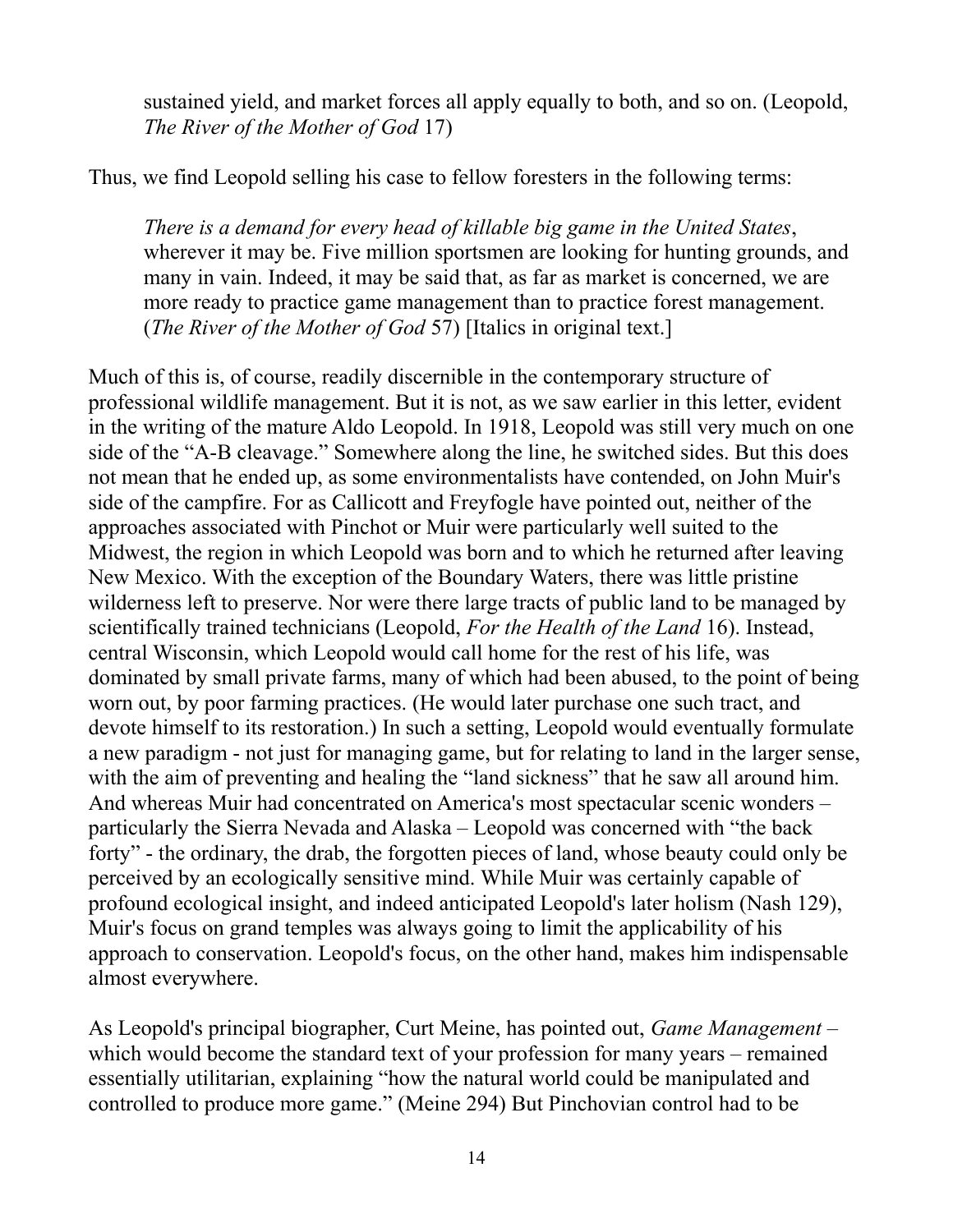> sustained yield, and market forces all apply equally to both, and so on. (Leopold, *The River of the Mother of God* 17)

Thus, we find Leopold selling his case to fellow foresters in the following terms:

> *There is a demand for every head of killable big game in the United States*, wherever it may be. Five million sportsmen are looking for hunting grounds, and many in vain. Indeed, it may be said that, as far as market is concerned, we are more ready to practice game management than to practice forest management. (*The River of the Mother of God* 57) [Italics in original text.]

Much of this is, of course, readily discernible in the contemporary structure of professional wildlife management. But it is not, as we saw earlier in this letter, evident in the writing of the mature Aldo Leopold. In 1918, Leopold was still very much on one side of the "A-B cleavage." Somewhere along the line, he switched sides. But this does not mean that he ended up, as some environmentalists have contended, on John Muir's side of the campfire. For as Callicott and Freyfogle have pointed out, neither of the approaches associated with Pinchot or Muir were particularly well suited to the Midwest, the region in which Leopold was born and to which he returned after leaving New Mexico. With the exception of the Boundary Waters, there was little pristine wilderness left to preserve. Nor were there large tracts of public land to be managed by scientifically trained technicians (Leopold, *For the Health of the Land* 16). Instead, central Wisconsin, which Leopold would call home for the rest of his life, was dominated by small private farms, many of which had been abused, to the point of being worn out, by poor farming practices. (He would later purchase one such tract, and devote himself to its restoration.) In such a setting, Leopold would eventually formulate a new paradigm - not just for managing game, but for relating to land in the larger sense, with the aim of preventing and healing the "land sickness" that he saw all around him. And whereas Muir had concentrated on America's most spectacular scenic wonders – particularly the Sierra Nevada and Alaska – Leopold was concerned with "the back forty" - the ordinary, the drab, the forgotten pieces of land, whose beauty could only be perceived by an ecologically sensitive mind. While Muir was certainly capable of profound ecological insight, and indeed anticipated Leopold's later holism (Nash 129), Muir's focus on grand temples was always going to limit the applicability of his approach to conservation. Leopold's focus, on the other hand, makes him indispensable almost everywhere.

As Leopold's principal biographer, Curt Meine, has pointed out, *Game Management* – which would become the standard text of your profession for many years – remained essentially utilitarian, explaining "how the natural world could be manipulated and controlled to produce more game." (Meine 294) But Pinchovian control had to be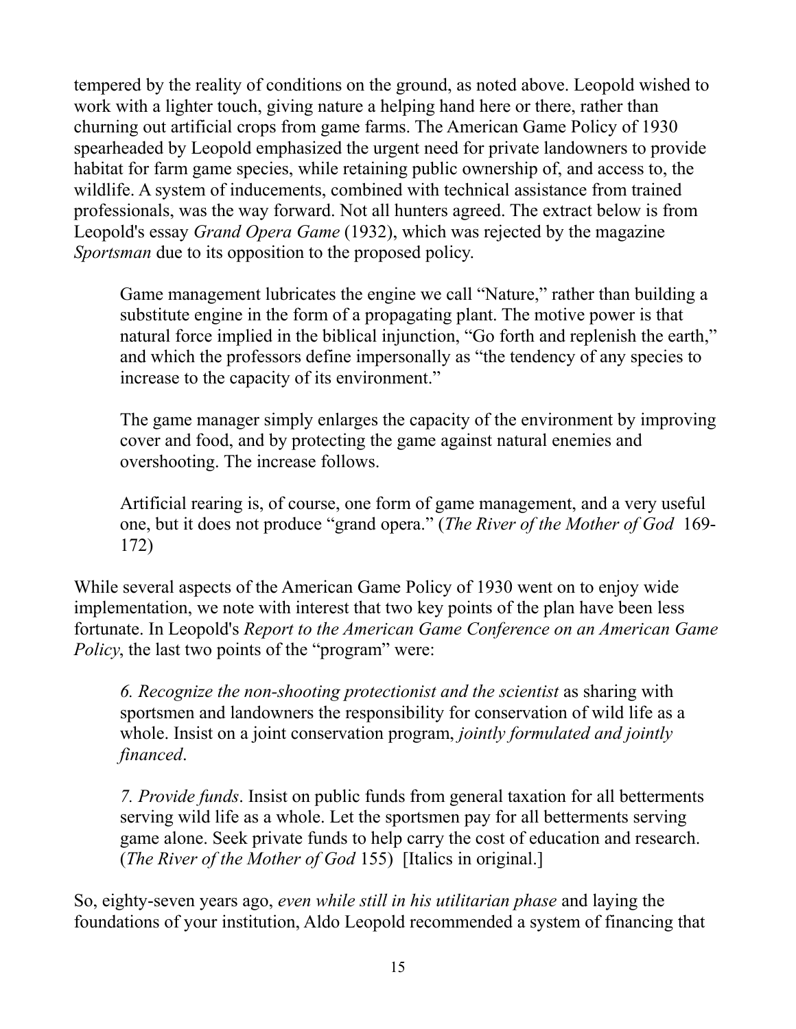tempered by the reality of conditions on the ground, as noted above. Leopold wished to work with a lighter touch, giving nature a helping hand here or there, rather than churning out artificial crops from game farms. The American Game Policy of 1930 spearheaded by Leopold emphasized the urgent need for private landowners to provide habitat for farm game species, while retaining public ownership of, and access to, the wildlife. A system of inducements, combined with technical assistance from trained professionals, was the way forward. Not all hunters agreed. The extract below is from Leopold's essay *Grand Opera Game* (1932), which was rejected by the magazine *Sportsman* due to its opposition to the proposed policy.

> Game management lubricates the engine we call "Nature," rather than building a substitute engine in the form of a propagating plant. The motive power is that natural force implied in the biblical injunction, "Go forth and replenish the earth," and which the professors define impersonally as "the tendency of any species to increase to the capacity of its environment."
>
> The game manager simply enlarges the capacity of the environment by improving cover and food, and by protecting the game against natural enemies and overshooting. The increase follows.
>
> Artificial rearing is, of course, one form of game management, and a very useful one, but it does not produce "grand opera." (*The River of the Mother of God* 169-172)

While several aspects of the American Game Policy of 1930 went on to enjoy wide implementation, we note with interest that two key points of the plan have been less fortunate. In Leopold's *Report to the American Game Conference on an American Game Policy*, the last two points of the "program" were:

> *6. Recognize the non-shooting protectionist and the scientist* as sharing with sportsmen and landowners the responsibility for conservation of wild life as a whole. Insist on a joint conservation program, *jointly formulated and jointly financed*.
>
> *7. Provide funds*. Insist on public funds from general taxation for all betterments serving wild life as a whole. Let the sportsmen pay for all betterments serving game alone. Seek private funds to help carry the cost of education and research. (*The River of the Mother of God* 155) [Italics in original.]

So, eighty-seven years ago, *even while still in his utilitarian phase* and laying the foundations of your institution, Aldo Leopold recommended a system of financing that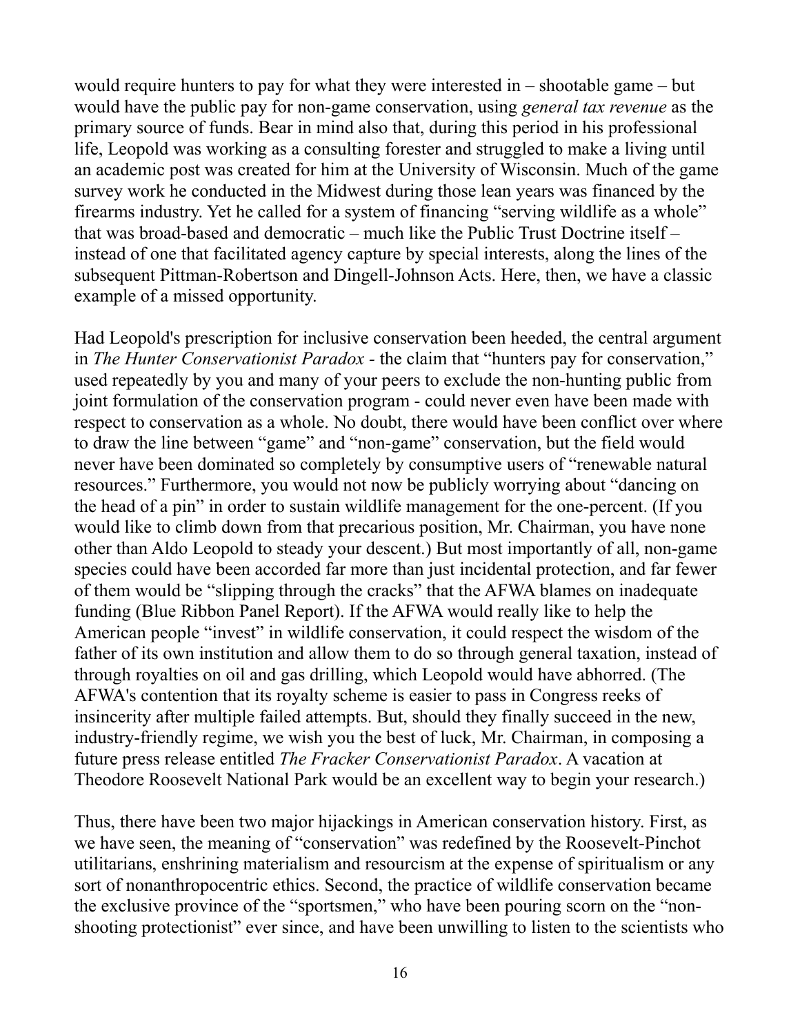would require hunters to pay for what they were interested in – shootable game – but would have the public pay for non-game conservation, using *general tax revenue* as the primary source of funds. Bear in mind also that, during this period in his professional life, Leopold was working as a consulting forester and struggled to make a living until an academic post was created for him at the University of Wisconsin. Much of the game survey work he conducted in the Midwest during those lean years was financed by the firearms industry. Yet he called for a system of financing "serving wildlife as a whole" that was broad-based and democratic – much like the Public Trust Doctrine itself – instead of one that facilitated agency capture by special interests, along the lines of the subsequent Pittman-Robertson and Dingell-Johnson Acts. Here, then, we have a classic example of a missed opportunity.

Had Leopold's prescription for inclusive conservation been heeded, the central argument in *The Hunter Conservationist Paradox* - the claim that "hunters pay for conservation," used repeatedly by you and many of your peers to exclude the non-hunting public from joint formulation of the conservation program - could never even have been made with respect to conservation as a whole. No doubt, there would have been conflict over where to draw the line between "game" and "non-game" conservation, but the field would never have been dominated so completely by consumptive users of "renewable natural resources." Furthermore, you would not now be publicly worrying about "dancing on the head of a pin" in order to sustain wildlife management for the one-percent. (If you would like to climb down from that precarious position, Mr. Chairman, you have none other than Aldo Leopold to steady your descent.) But most importantly of all, non-game species could have been accorded far more than just incidental protection, and far fewer of them would be "slipping through the cracks" that the AFWA blames on inadequate funding (Blue Ribbon Panel Report). If the AFWA would really like to help the American people "invest" in wildlife conservation, it could respect the wisdom of the father of its own institution and allow them to do so through general taxation, instead of through royalties on oil and gas drilling, which Leopold would have abhorred. (The AFWA's contention that its royalty scheme is easier to pass in Congress reeks of insincerity after multiple failed attempts. But, should they finally succeed in the new, industry-friendly regime, we wish you the best of luck, Mr. Chairman, in composing a future press release entitled *The Fracker Conservationist Paradox*. A vacation at Theodore Roosevelt National Park would be an excellent way to begin your research.)

Thus, there have been two major hijackings in American conservation history. First, as we have seen, the meaning of "conservation" was redefined by the Roosevelt-Pinchot utilitarians, enshrining materialism and resourcism at the expense of spiritualism or any sort of nonanthropocentric ethics. Second, the practice of wildlife conservation became the exclusive province of the "sportsmen," who have been pouring scorn on the "non-shooting protectionist" ever since, and have been unwilling to listen to the scientists who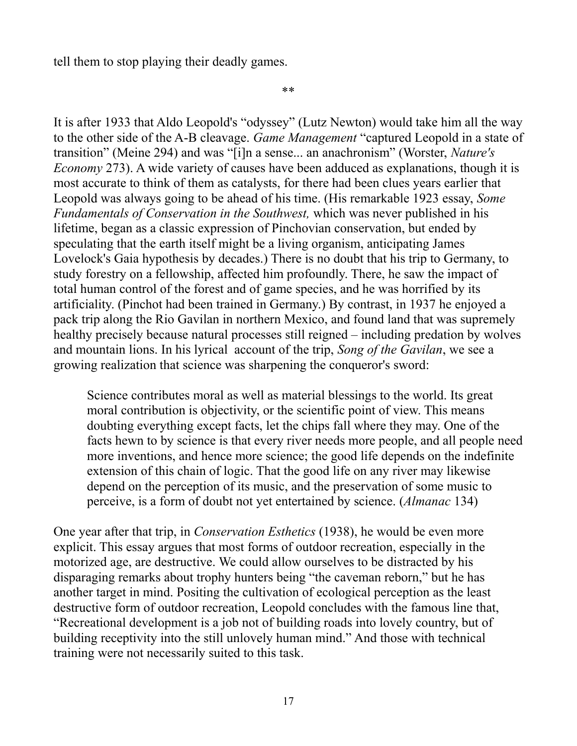tell them to stop playing their deadly games.

**

It is after 1933 that Aldo Leopold's "odyssey" (Lutz Newton) would take him all the way to the other side of the A-B cleavage. *Game Management* "captured Leopold in a state of transition" (Meine 294) and was "[i]n a sense... an anachronism" (Worster, *Nature's Economy* 273). A wide variety of causes have been adduced as explanations, though it is most accurate to think of them as catalysts, for there had been clues years earlier that Leopold was always going to be ahead of his time. (His remarkable 1923 essay, *Some Fundamentals of Conservation in the Southwest,* which was never published in his lifetime, began as a classic expression of Pinchovian conservation, but ended by speculating that the earth itself might be a living organism, anticipating James Lovelock's Gaia hypothesis by decades.) There is no doubt that his trip to Germany, to study forestry on a fellowship, affected him profoundly. There, he saw the impact of total human control of the forest and of game species, and he was horrified by its artificiality. (Pinchot had been trained in Germany.) By contrast, in 1937 he enjoyed a pack trip along the Rio Gavilan in northern Mexico, and found land that was supremely healthy precisely because natural processes still reigned – including predation by wolves and mountain lions. In his lyrical account of the trip, *Song of the Gavilan*, we see a growing realization that science was sharpening the conqueror's sword:

> Science contributes moral as well as material blessings to the world. Its great moral contribution is objectivity, or the scientific point of view. This means doubting everything except facts, let the chips fall where they may. One of the facts hewn to by science is that every river needs more people, and all people need more inventions, and hence more science; the good life depends on the indefinite extension of this chain of logic. That the good life on any river may likewise depend on the perception of its music, and the preservation of some music to perceive, is a form of doubt not yet entertained by science. (*Almanac* 134)

One year after that trip, in *Conservation Esthetics* (1938), he would be even more explicit. This essay argues that most forms of outdoor recreation, especially in the motorized age, are destructive. We could allow ourselves to be distracted by his disparaging remarks about trophy hunters being "the caveman reborn," but he has another target in mind. Positing the cultivation of ecological perception as the least destructive form of outdoor recreation, Leopold concludes with the famous line that, "Recreational development is a job not of building roads into lovely country, but of building receptivity into the still unlovely human mind." And those with technical training were not necessarily suited to this task.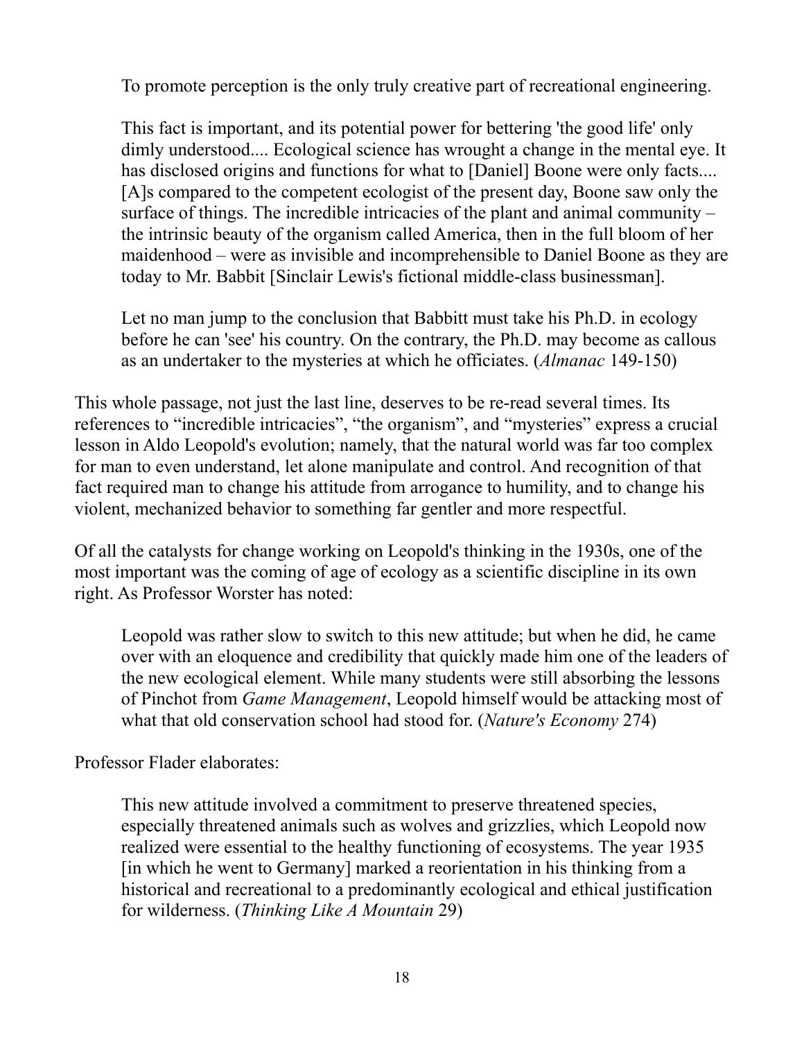> To promote perception is the only truly creative part of recreational engineering.
>
> This fact is important, and its potential power for bettering 'the good life' only dimly understood.... Ecological science has wrought a change in the mental eye. It has disclosed origins and functions for what to [Daniel] Boone were only facts.... [A]s compared to the competent ecologist of the present day, Boone saw only the surface of things. The incredible intricacies of the plant and animal community – the intrinsic beauty of the organism called America, then in the full bloom of her maidenhood – were as invisible and incomprehensible to Daniel Boone as they are today to Mr. Babbit [Sinclair Lewis's fictional middle-class businessman].
>
> Let no man jump to the conclusion that Babbitt must take his Ph.D. in ecology before he can 'see' his country. On the contrary, the Ph.D. may become as callous as an undertaker to the mysteries at which he officiates. (*Almanac* 149-150)

This whole passage, not just the last line, deserves to be re-read several times. Its references to "incredible intricacies", "the organism", and "mysteries" express a crucial lesson in Aldo Leopold's evolution; namely, that the natural world was far too complex for man to even understand, let alone manipulate and control. And recognition of that fact required man to change his attitude from arrogance to humility, and to change his violent, mechanized behavior to something far gentler and more respectful.

Of all the catalysts for change working on Leopold's thinking in the 1930s, one of the most important was the coming of age of ecology as a scientific discipline in its own right. As Professor Worster has noted:

> Leopold was rather slow to switch to this new attitude; but when he did, he came over with an eloquence and credibility that quickly made him one of the leaders of the new ecological element. While many students were still absorbing the lessons of Pinchot from *Game Management*, Leopold himself would be attacking most of what that old conservation school had stood for. (*Nature's Economy* 274)

Professor Flader elaborates:

> This new attitude involved a commitment to preserve threatened species, especially threatened animals such as wolves and grizzlies, which Leopold now realized were essential to the healthy functioning of ecosystems. The year 1935 [in which he went to Germany] marked a reorientation in his thinking from a historical and recreational to a predominantly ecological and ethical justification for wilderness. (*Thinking Like A Mountain* 29)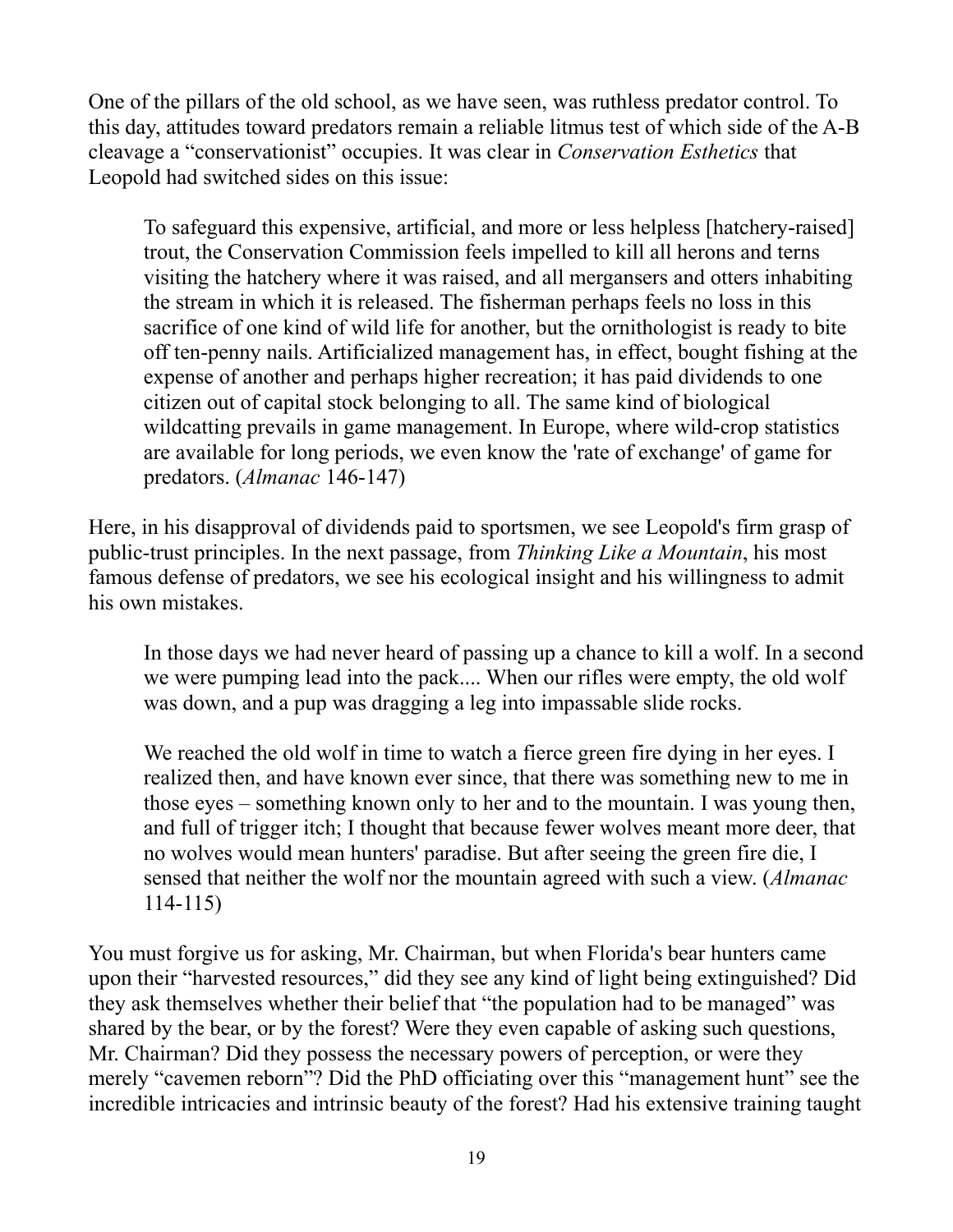One of the pillars of the old school, as we have seen, was ruthless predator control. To this day, attitudes toward predators remain a reliable litmus test of which side of the A-B cleavage a "conservationist" occupies. It was clear in *Conservation Esthetics* that Leopold had switched sides on this issue:

> To safeguard this expensive, artificial, and more or less helpless [hatchery-raised] trout, the Conservation Commission feels impelled to kill all herons and terns visiting the hatchery where it was raised, and all mergansers and otters inhabiting the stream in which it is released. The fisherman perhaps feels no loss in this sacrifice of one kind of wild life for another, but the ornithologist is ready to bite off ten-penny nails. Artificialized management has, in effect, bought fishing at the expense of another and perhaps higher recreation; it has paid dividends to one citizen out of capital stock belonging to all. The same kind of biological wildcatting prevails in game management. In Europe, where wild-crop statistics are available for long periods, we even know the 'rate of exchange' of game for predators. (*Almanac* 146-147)

Here, in his disapproval of dividends paid to sportsmen, we see Leopold's firm grasp of public-trust principles. In the next passage, from *Thinking Like a Mountain*, his most famous defense of predators, we see his ecological insight and his willingness to admit his own mistakes.

> In those days we had never heard of passing up a chance to kill a wolf. In a second we were pumping lead into the pack.... When our rifles were empty, the old wolf was down, and a pup was dragging a leg into impassable slide rocks.
>
> We reached the old wolf in time to watch a fierce green fire dying in her eyes. I realized then, and have known ever since, that there was something new to me in those eyes – something known only to her and to the mountain. I was young then, and full of trigger itch; I thought that because fewer wolves meant more deer, that no wolves would mean hunters' paradise. But after seeing the green fire die, I sensed that neither the wolf nor the mountain agreed with such a view. (*Almanac* 114-115)

You must forgive us for asking, Mr. Chairman, but when Florida's bear hunters came upon their "harvested resources," did they see any kind of light being extinguished? Did they ask themselves whether their belief that "the population had to be managed" was shared by the bear, or by the forest? Were they even capable of asking such questions, Mr. Chairman? Did they possess the necessary powers of perception, or were they merely "cavemen reborn"? Did the PhD officiating over this "management hunt" see the incredible intricacies and intrinsic beauty of the forest? Had his extensive training taught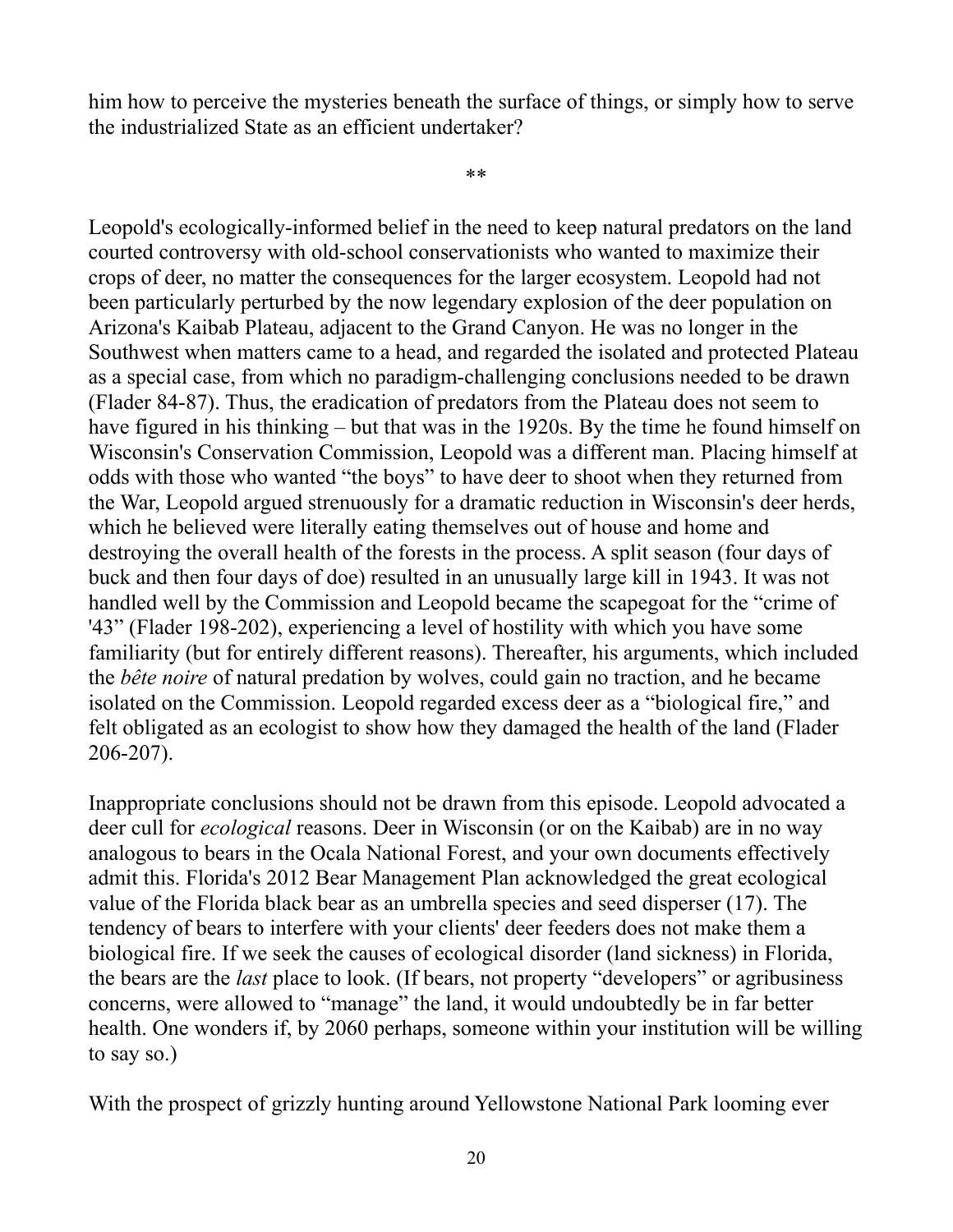him how to perceive the mysteries beneath the surface of things, or simply how to serve the industrialized State as an efficient undertaker?

**

Leopold's ecologically-informed belief in the need to keep natural predators on the land courted controversy with old-school conservationists who wanted to maximize their crops of deer, no matter the consequences for the larger ecosystem. Leopold had not been particularly perturbed by the now legendary explosion of the deer population on Arizona's Kaibab Plateau, adjacent to the Grand Canyon. He was no longer in the Southwest when matters came to a head, and regarded the isolated and protected Plateau as a special case, from which no paradigm-challenging conclusions needed to be drawn (Flader 84-87). Thus, the eradication of predators from the Plateau does not seem to have figured in his thinking – but that was in the 1920s. By the time he found himself on Wisconsin's Conservation Commission, Leopold was a different man. Placing himself at odds with those who wanted "the boys" to have deer to shoot when they returned from the War, Leopold argued strenuously for a dramatic reduction in Wisconsin's deer herds, which he believed were literally eating themselves out of house and home and destroying the overall health of the forests in the process. A split season (four days of buck and then four days of doe) resulted in an unusually large kill in 1943. It was not handled well by the Commission and Leopold became the scapegoat for the "crime of '43" (Flader 198-202), experiencing a level of hostility with which you have some familiarity (but for entirely different reasons). Thereafter, his arguments, which included the *bête noire* of natural predation by wolves, could gain no traction, and he became isolated on the Commission. Leopold regarded excess deer as a "biological fire," and felt obligated as an ecologist to show how they damaged the health of the land (Flader 206-207).

Inappropriate conclusions should not be drawn from this episode. Leopold advocated a deer cull for *ecological* reasons. Deer in Wisconsin (or on the Kaibab) are in no way analogous to bears in the Ocala National Forest, and your own documents effectively admit this. Florida's 2012 Bear Management Plan acknowledged the great ecological value of the Florida black bear as an umbrella species and seed disperser (17). The tendency of bears to interfere with your clients' deer feeders does not make them a biological fire. If we seek the causes of ecological disorder (land sickness) in Florida, the bears are the *last* place to look. (If bears, not property "developers" or agribusiness concerns, were allowed to "manage" the land, it would undoubtedly be in far better health. One wonders if, by 2060 perhaps, someone within your institution will be willing to say so.)

With the prospect of grizzly hunting around Yellowstone National Park looming ever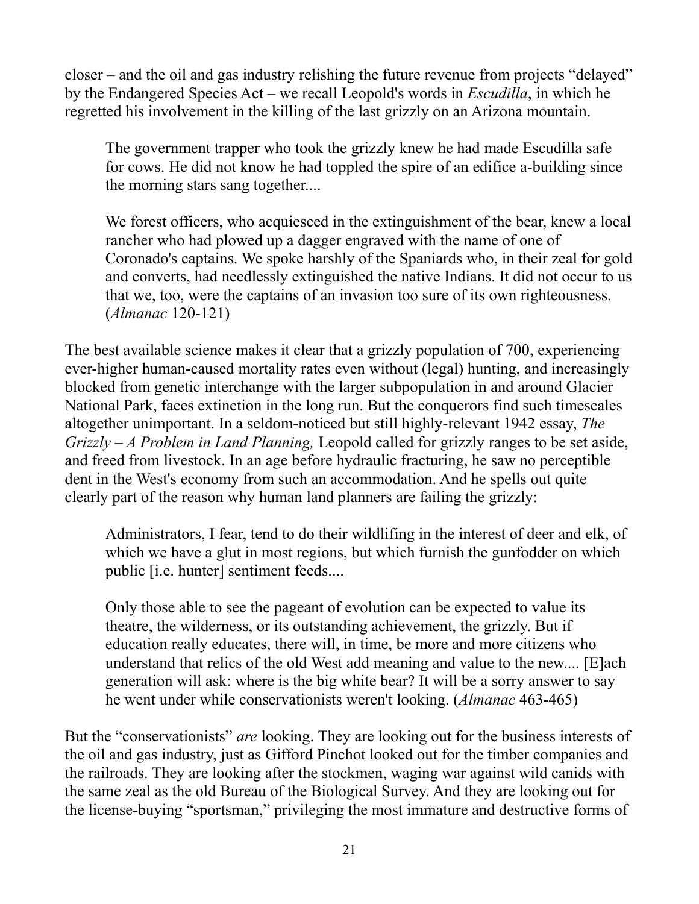closer – and the oil and gas industry relishing the future revenue from projects "delayed" by the Endangered Species Act – we recall Leopold's words in *Escudilla*, in which he regretted his involvement in the killing of the last grizzly on an Arizona mountain.

> The government trapper who took the grizzly knew he had made Escudilla safe for cows. He did not know he had toppled the spire of an edifice a-building since the morning stars sang together....
>
> We forest officers, who acquiesced in the extinguishment of the bear, knew a local rancher who had plowed up a dagger engraved with the name of one of Coronado's captains. We spoke harshly of the Spaniards who, in their zeal for gold and converts, had needlessly extinguished the native Indians. It did not occur to us that we, too, were the captains of an invasion too sure of its own righteousness. (*Almanac* 120-121)

The best available science makes it clear that a grizzly population of 700, experiencing ever-higher human-caused mortality rates even without (legal) hunting, and increasingly blocked from genetic interchange with the larger subpopulation in and around Glacier National Park, faces extinction in the long run. But the conquerors find such timescales altogether unimportant. In a seldom-noticed but still highly-relevant 1942 essay, *The Grizzly – A Problem in Land Planning,* Leopold called for grizzly ranges to be set aside, and freed from livestock. In an age before hydraulic fracturing, he saw no perceptible dent in the West's economy from such an accommodation. And he spells out quite clearly part of the reason why human land planners are failing the grizzly:

> Administrators, I fear, tend to do their wildlifing in the interest of deer and elk, of which we have a glut in most regions, but which furnish the gunfodder on which public [i.e. hunter] sentiment feeds....
>
> Only those able to see the pageant of evolution can be expected to value its theatre, the wilderness, or its outstanding achievement, the grizzly. But if education really educates, there will, in time, be more and more citizens who understand that relics of the old West add meaning and value to the new.... [E]ach generation will ask: where is the big white bear? It will be a sorry answer to say he went under while conservationists weren't looking. (*Almanac* 463-465)

But the "conservationists" *are* looking. They are looking out for the business interests of the oil and gas industry, just as Gifford Pinchot looked out for the timber companies and the railroads. They are looking after the stockmen, waging war against wild canids with the same zeal as the old Bureau of the Biological Survey. And they are looking out for the license-buying "sportsman," privileging the most immature and destructive forms of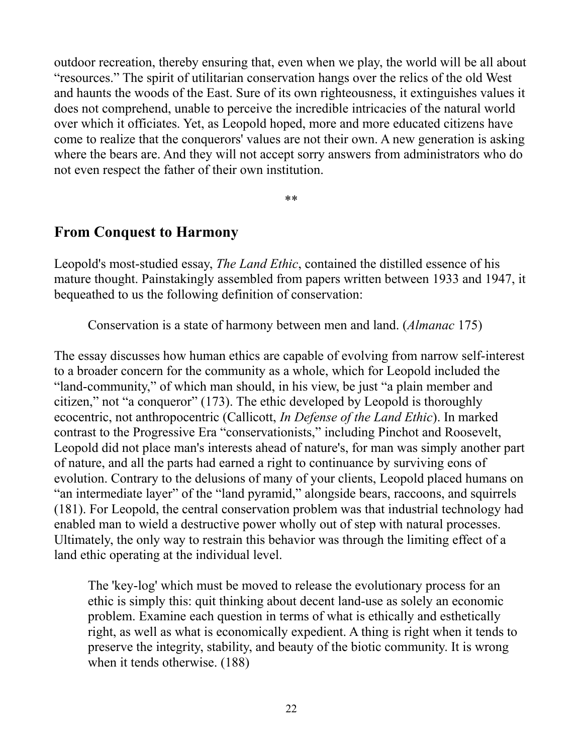outdoor recreation, thereby ensuring that, even when we play, the world will be all about "resources." The spirit of utilitarian conservation hangs over the relics of the old West and haunts the woods of the East. Sure of its own righteousness, it extinguishes values it does not comprehend, unable to perceive the incredible intricacies of the natural world over which it officiates. Yet, as Leopold hoped, more and more educated citizens have come to realize that the conquerors' values are not their own. A new generation is asking where the bears are. And they will not accept sorry answers from administrators who do not even respect the father of their own institution.

\*\*

## From Conquest to Harmony

Leopold's most-studied essay, *The Land Ethic*, contained the distilled essence of his mature thought. Painstakingly assembled from papers written between 1933 and 1947, it bequeathed to us the following definition of conservation:

> Conservation is a state of harmony between men and land. (*Almanac* 175)

The essay discusses how human ethics are capable of evolving from narrow self-interest to a broader concern for the community as a whole, which for Leopold included the "land-community," of which man should, in his view, be just "a plain member and citizen," not "a conqueror" (173). The ethic developed by Leopold is thoroughly ecocentric, not anthropocentric (Callicott, *In Defense of the Land Ethic*). In marked contrast to the Progressive Era "conservationists," including Pinchot and Roosevelt, Leopold did not place man's interests ahead of nature's, for man was simply another part of nature, and all the parts had earned a right to continuance by surviving eons of evolution. Contrary to the delusions of many of your clients, Leopold placed humans on "an intermediate layer" of the "land pyramid," alongside bears, raccoons, and squirrels (181). For Leopold, the central conservation problem was that industrial technology had enabled man to wield a destructive power wholly out of step with natural processes. Ultimately, the only way to restrain this behavior was through the limiting effect of a land ethic operating at the individual level.

> The 'key-log' which must be moved to release the evolutionary process for an ethic is simply this: quit thinking about decent land-use as solely an economic problem. Examine each question in terms of what is ethically and esthetically right, as well as what is economically expedient. A thing is right when it tends to preserve the integrity, stability, and beauty of the biotic community. It is wrong when it tends otherwise. (188)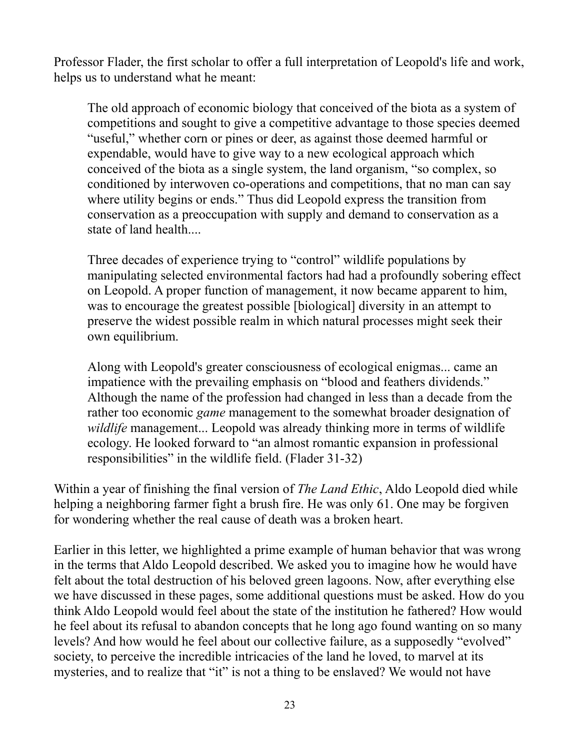Professor Flader, the first scholar to offer a full interpretation of Leopold's life and work, helps us to understand what he meant:

> The old approach of economic biology that conceived of the biota as a system of competitions and sought to give a competitive advantage to those species deemed "useful," whether corn or pines or deer, as against those deemed harmful or expendable, would have to give way to a new ecological approach which conceived of the biota as a single system, the land organism, "so complex, so conditioned by interwoven co-operations and competitions, that no man can say where utility begins or ends." Thus did Leopold express the transition from conservation as a preoccupation with supply and demand to conservation as a state of land health....
>
> Three decades of experience trying to "control" wildlife populations by manipulating selected environmental factors had had a profoundly sobering effect on Leopold. A proper function of management, it now became apparent to him, was to encourage the greatest possible [biological] diversity in an attempt to preserve the widest possible realm in which natural processes might seek their own equilibrium.
>
> Along with Leopold's greater consciousness of ecological enigmas... came an impatience with the prevailing emphasis on "blood and feathers dividends." Although the name of the profession had changed in less than a decade from the rather too economic *game* management to the somewhat broader designation of *wildlife* management... Leopold was already thinking more in terms of wildlife ecology. He looked forward to "an almost romantic expansion in professional responsibilities" in the wildlife field. (Flader 31-32)

Within a year of finishing the final version of *The Land Ethic*, Aldo Leopold died while helping a neighboring farmer fight a brush fire. He was only 61. One may be forgiven for wondering whether the real cause of death was a broken heart.

Earlier in this letter, we highlighted a prime example of human behavior that was wrong in the terms that Aldo Leopold described. We asked you to imagine how he would have felt about the total destruction of his beloved green lagoons. Now, after everything else we have discussed in these pages, some additional questions must be asked. How do you think Aldo Leopold would feel about the state of the institution he fathered? How would he feel about its refusal to abandon concepts that he long ago found wanting on so many levels? And how would he feel about our collective failure, as a supposedly "evolved" society, to perceive the incredible intricacies of the land he loved, to marvel at its mysteries, and to realize that "it" is not a thing to be enslaved? We would not have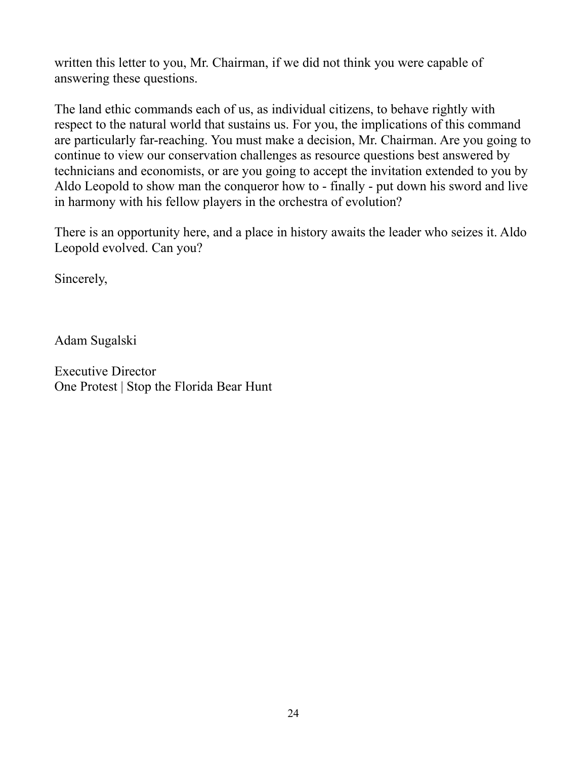written this letter to you, Mr. Chairman, if we did not think you were capable of answering these questions.

The land ethic commands each of us, as individual citizens, to behave rightly with respect to the natural world that sustains us. For you, the implications of this command are particularly far-reaching. You must make a decision, Mr. Chairman. Are you going to continue to view our conservation challenges as resource questions best answered by technicians and economists, or are you going to accept the invitation extended to you by Aldo Leopold to show man the conqueror how to - finally - put down his sword and live in harmony with his fellow players in the orchestra of evolution?

There is an opportunity here, and a place in history awaits the leader who seizes it. Aldo Leopold evolved. Can you?

Sincerely,

Adam Sugalski

Executive Director  
One Protest | Stop the Florida Bear Hunt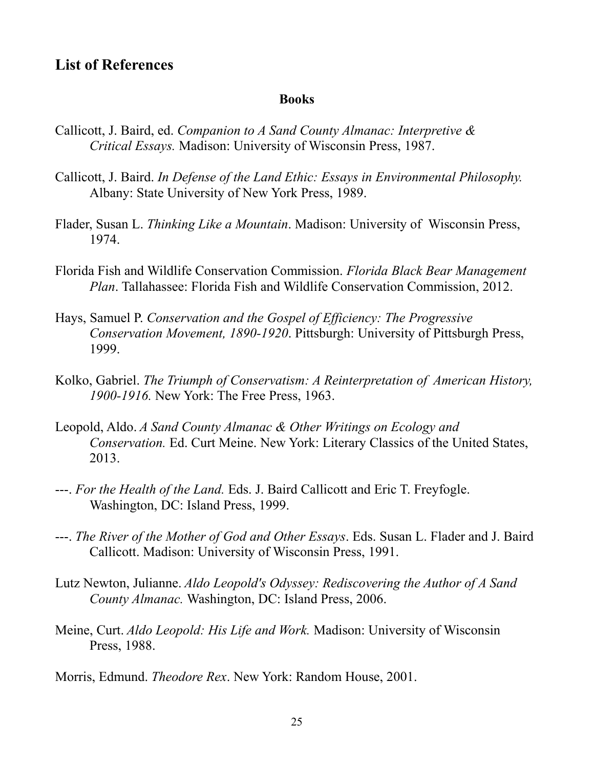## List of References

### Books

Callicott, J. Baird, ed. *Companion to A Sand County Almanac: Interpretive & Critical Essays.* Madison: University of Wisconsin Press, 1987.

Callicott, J. Baird. *In Defense of the Land Ethic: Essays in Environmental Philosophy.* Albany: State University of New York Press, 1989.

Flader, Susan L. *Thinking Like a Mountain*. Madison: University of Wisconsin Press, 1974.

Florida Fish and Wildlife Conservation Commission. *Florida Black Bear Management Plan*. Tallahassee: Florida Fish and Wildlife Conservation Commission, 2012.

Hays, Samuel P. *Conservation and the Gospel of Efficiency: The Progressive Conservation Movement, 1890-1920*. Pittsburgh: University of Pittsburgh Press, 1999.

Kolko, Gabriel. *The Triumph of Conservatism: A Reinterpretation of American History, 1900-1916.* New York: The Free Press, 1963.

Leopold, Aldo. *A Sand County Almanac & Other Writings on Ecology and Conservation.* Ed. Curt Meine. New York: Literary Classics of the United States, 2013.

---. *For the Health of the Land.* Eds. J. Baird Callicott and Eric T. Freyfogle. Washington, DC: Island Press, 1999.

---. *The River of the Mother of God and Other Essays*. Eds. Susan L. Flader and J. Baird Callicott. Madison: University of Wisconsin Press, 1991.

Lutz Newton, Julianne. *Aldo Leopold's Odyssey: Rediscovering the Author of A Sand County Almanac.* Washington, DC: Island Press, 2006.

Meine, Curt. *Aldo Leopold: His Life and Work.* Madison: University of Wisconsin Press, 1988.

Morris, Edmund. *Theodore Rex*. New York: Random House, 2001.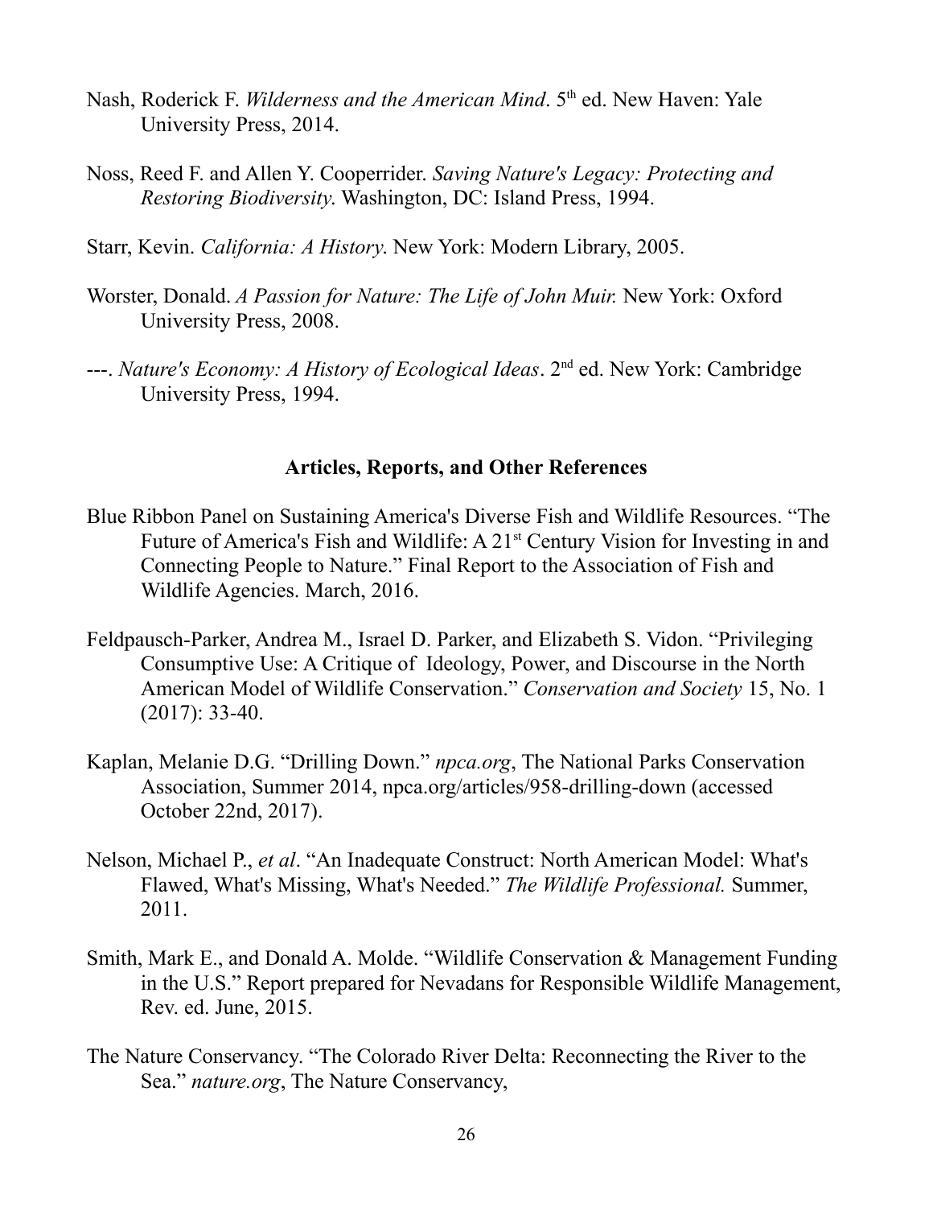Nash, Roderick F. *Wilderness and the American Mind*. 5th ed. New Haven: Yale University Press, 2014.

Noss, Reed F. and Allen Y. Cooperrider. *Saving Nature's Legacy: Protecting and Restoring Biodiversity*. Washington, DC: Island Press, 1994.

Starr, Kevin. *California: A History*. New York: Modern Library, 2005.

Worster, Donald. *A Passion for Nature: The Life of John Muir.* New York: Oxford University Press, 2008.

---. *Nature's Economy: A History of Ecological Ideas*. 2nd ed. New York: Cambridge University Press, 1994.

### Articles, Reports, and Other References

Blue Ribbon Panel on Sustaining America's Diverse Fish and Wildlife Resources. "The Future of America's Fish and Wildlife: A 21st Century Vision for Investing in and Connecting People to Nature." Final Report to the Association of Fish and Wildlife Agencies. March, 2016.

Feldpausch-Parker, Andrea M., Israel D. Parker, and Elizabeth S. Vidon. "Privileging Consumptive Use: A Critique of Ideology, Power, and Discourse in the North American Model of Wildlife Conservation." *Conservation and Society* 15, No. 1 (2017): 33-40.

Kaplan, Melanie D.G. "Drilling Down." *npca.org*, The National Parks Conservation Association, Summer 2014, npca.org/articles/958-drilling-down (accessed October 22nd, 2017).

Nelson, Michael P., *et al*. "An Inadequate Construct: North American Model: What's Flawed, What's Missing, What's Needed." *The Wildlife Professional.* Summer, 2011.

Smith, Mark E., and Donald A. Molde. "Wildlife Conservation & Management Funding in the U.S." Report prepared for Nevadans for Responsible Wildlife Management, Rev. ed. June, 2015.

The Nature Conservancy. "The Colorado River Delta: Reconnecting the River to the Sea." *nature.org*, The Nature Conservancy,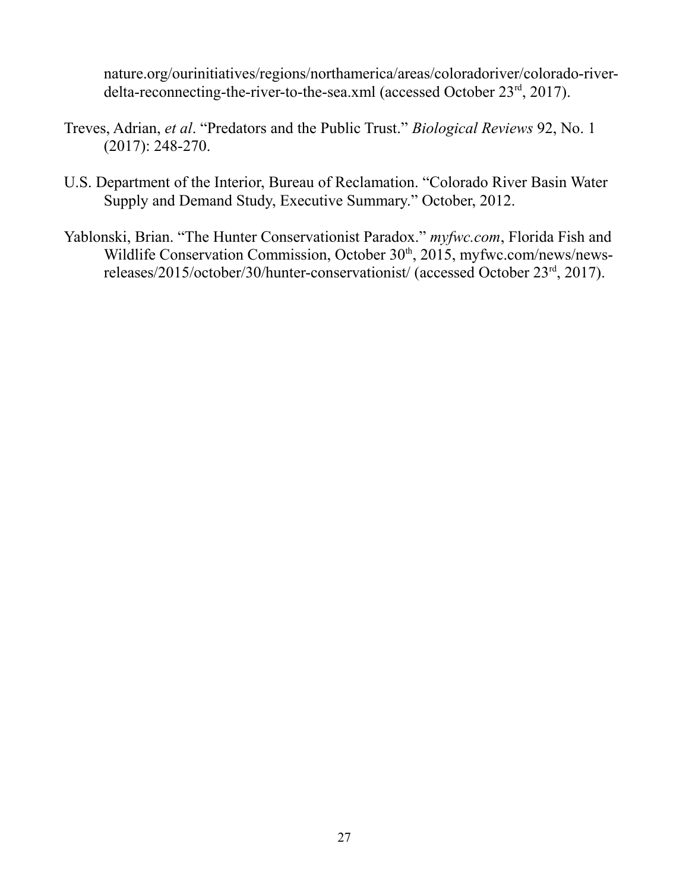nature.org/ourinitiatives/regions/northamerica/areas/coloradoriver/colorado-river-delta-reconnecting-the-river-to-the-sea.xml (accessed October 23rd, 2017).

Treves, Adrian, *et al*. "Predators and the Public Trust." *Biological Reviews* 92, No. 1 (2017): 248-270.

U.S. Department of the Interior, Bureau of Reclamation. "Colorado River Basin Water Supply and Demand Study, Executive Summary." October, 2012.

Yablonski, Brian. "The Hunter Conservationist Paradox." *myfwc.com*, Florida Fish and Wildlife Conservation Commission, October 30th, 2015, myfwc.com/news/news-releases/2015/october/30/hunter-conservationist/ (accessed October 23rd, 2017).